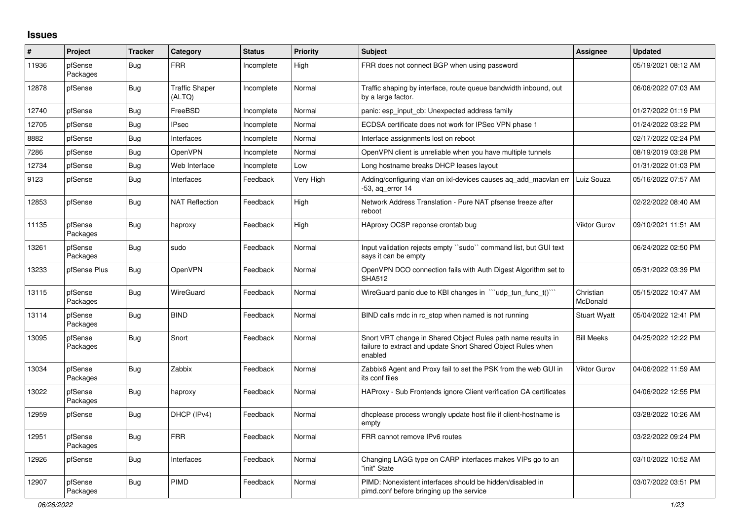# Issues

| # | Project | Tracker | Category | Status | Priority | Subject | Assignee | Updated |
|---|---|---|---|---|---|---|---|---|
| 11936 | pfSense Packages | Bug | FRR | Incomplete | High | FRR does not connect BGP when using password | | 05/19/2021 08:12 AM |
| 12878 | pfSense | Bug | Traffic Shaper (ALTQ) | Incomplete | Normal | Traffic shaping by interface, route queue bandwidth inbound, out by a large factor. | | 06/06/2022 07:03 AM |
| 12740 | pfSense | Bug | FreeBSD | Incomplete | Normal | panic: esp_input_cb: Unexpected address family | | 01/27/2022 01:19 PM |
| 12705 | pfSense | Bug | IPsec | Incomplete | Normal | ECDSA certificate does not work for IPSec VPN phase 1 | | 01/24/2022 03:22 PM |
| 8882 | pfSense | Bug | Interfaces | Incomplete | Normal | Interface assignments lost on reboot | | 02/17/2022 02:24 PM |
| 7286 | pfSense | Bug | OpenVPN | Incomplete | Normal | OpenVPN client is unreliable when you have multiple tunnels | | 08/19/2019 03:28 PM |
| 12734 | pfSense | Bug | Web Interface | Incomplete | Low | Long hostname breaks DHCP leases layout | | 01/31/2022 01:03 PM |
| 9123 | pfSense | Bug | Interfaces | Feedback | Very High | Adding/configuring vlan on ixl-devices causes aq_add_macvlan err -53, aq_error 14 | Luiz Souza | 05/16/2022 07:57 AM |
| 12853 | pfSense | Bug | NAT Reflection | Feedback | High | Network Address Translation - Pure NAT pfsense freeze after reboot | | 02/22/2022 08:40 AM |
| 11135 | pfSense Packages | Bug | haproxy | Feedback | High | HAproxy OCSP reponse crontab bug | Viktor Gurov | 09/10/2021 11:51 AM |
| 13261 | pfSense Packages | Bug | sudo | Feedback | Normal | Input validation rejects empty ``sudo`` command list, but GUI text says it can be empty | | 06/24/2022 02:50 PM |
| 13233 | pfSense Plus | Bug | OpenVPN | Feedback | Normal | OpenVPN DCO connection fails with Auth Digest Algorithm set to SHA512 | | 05/31/2022 03:39 PM |
| 13115 | pfSense Packages | Bug | WireGuard | Feedback | Normal | WireGuard panic due to KBI changes in ```udp_tun_func_t()``` | Christian McDonald | 05/15/2022 10:47 AM |
| 13114 | pfSense Packages | Bug | BIND | Feedback | Normal | BIND calls rndc in rc_stop when named is not running | Stuart Wyatt | 05/04/2022 12:41 PM |
| 13095 | pfSense Packages | Bug | Snort | Feedback | Normal | Snort VRT change in Shared Object Rules path name results in failure to extract and update Snort Shared Object Rules when enabled | Bill Meeks | 04/25/2022 12:22 PM |
| 13034 | pfSense Packages | Bug | Zabbix | Feedback | Normal | Zabbix6 Agent and Proxy fail to set the PSK from the web GUI in its conf files | Viktor Gurov | 04/06/2022 11:59 AM |
| 13022 | pfSense Packages | Bug | haproxy | Feedback | Normal | HAProxy - Sub Frontends ignore Client verification CA certificates | | 04/06/2022 12:55 PM |
| 12959 | pfSense | Bug | DHCP (IPv4) | Feedback | Normal | dhcplease process wrongly update host file if client-hostname is empty | | 03/28/2022 10:26 AM |
| 12951 | pfSense Packages | Bug | FRR | Feedback | Normal | FRR cannot remove IPv6 routes | | 03/22/2022 09:24 PM |
| 12926 | pfSense | Bug | Interfaces | Feedback | Normal | Changing LAGG type on CARP interfaces makes VIPs go to an "init" State | | 03/10/2022 10:52 AM |
| 12907 | pfSense Packages | Bug | PIMD | Feedback | Normal | PIMD: Nonexistent interfaces should be hidden/disabled in pimd.conf before bringing up the service | | 03/07/2022 03:51 PM |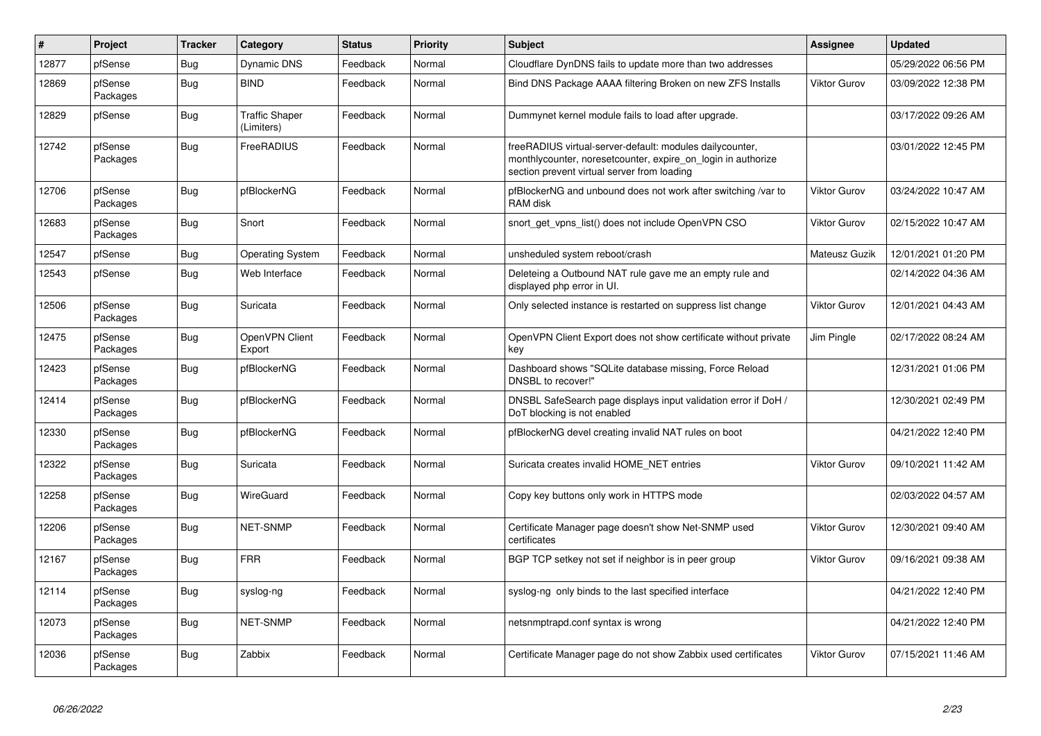| # | Project | Tracker | Category | Status | Priority | Subject | Assignee | Updated |
|---|---|---|---|---|---|---|---|---|
| 12877 | pfSense | Bug | Dynamic DNS | Feedback | Normal | Cloudflare DynDNS fails to update more than two addresses | | 05/29/2022 06:56 PM |
| 12869 | pfSense Packages | Bug | BIND | Feedback | Normal | Bind DNS Package AAAA filtering Broken on new ZFS Installs | Viktor Gurov | 03/09/2022 12:38 PM |
| 12829 | pfSense | Bug | Traffic Shaper (Limiters) | Feedback | Normal | Dummynet kernel module fails to load after upgrade. | | 03/17/2022 09:26 AM |
| 12742 | pfSense Packages | Bug | FreeRADIUS | Feedback | Normal | freeRADIUS virtual-server-default: modules dailycounter, monthlycounter, noresetcounter, expire_on_login in authorize section prevent virtual server from loading | | 03/01/2022 12:45 PM |
| 12706 | pfSense Packages | Bug | pfBlockerNG | Feedback | Normal | pfBlockerNG and unbound does not work after switching /var to RAM disk | Viktor Gurov | 03/24/2022 10:47 AM |
| 12683 | pfSense Packages | Bug | Snort | Feedback | Normal | snort_get_vpns_list() does not include OpenVPN CSO | Viktor Gurov | 02/15/2022 10:47 AM |
| 12547 | pfSense | Bug | Operating System | Feedback | Normal | unsheduled system reboot/crash | Mateusz Guzik | 12/01/2021 01:20 PM |
| 12543 | pfSense | Bug | Web Interface | Feedback | Normal | Deleteing a Outbound NAT rule gave me an empty rule and displayed php error in UI. | | 02/14/2022 04:36 AM |
| 12506 | pfSense Packages | Bug | Suricata | Feedback | Normal | Only selected instance is restarted on suppress list change | Viktor Gurov | 12/01/2021 04:43 AM |
| 12475 | pfSense Packages | Bug | OpenVPN Client Export | Feedback | Normal | OpenVPN Client Export does not show certificate without private key | Jim Pingle | 02/17/2022 08:24 AM |
| 12423 | pfSense Packages | Bug | pfBlockerNG | Feedback | Normal | Dashboard shows "SQLite database missing, Force Reload DNSBL to recover!" | | 12/31/2021 01:06 PM |
| 12414 | pfSense Packages | Bug | pfBlockerNG | Feedback | Normal | DNSBL SafeSearch page displays input validation error if DoH / DoT blocking is not enabled | | 12/30/2021 02:49 PM |
| 12330 | pfSense Packages | Bug | pfBlockerNG | Feedback | Normal | pfBlockerNG devel creating invalid NAT rules on boot | | 04/21/2022 12:40 PM |
| 12322 | pfSense Packages | Bug | Suricata | Feedback | Normal | Suricata creates invalid HOME_NET entries | Viktor Gurov | 09/10/2021 11:42 AM |
| 12258 | pfSense Packages | Bug | WireGuard | Feedback | Normal | Copy key buttons only work in HTTPS mode | | 02/03/2022 04:57 AM |
| 12206 | pfSense Packages | Bug | NET-SNMP | Feedback | Normal | Certificate Manager page doesn't show Net-SNMP used certificates | Viktor Gurov | 12/30/2021 09:40 AM |
| 12167 | pfSense Packages | Bug | FRR | Feedback | Normal | BGP TCP setkey not set if neighbor is in peer group | Viktor Gurov | 09/16/2021 09:38 AM |
| 12114 | pfSense Packages | Bug | syslog-ng | Feedback | Normal | syslog-ng only binds to the last specified interface | | 04/21/2022 12:40 PM |
| 12073 | pfSense Packages | Bug | NET-SNMP | Feedback | Normal | netsnmptrapd.conf syntax is wrong | | 04/21/2022 12:40 PM |
| 12036 | pfSense Packages | Bug | Zabbix | Feedback | Normal | Certificate Manager page do not show Zabbix used certificates | Viktor Gurov | 07/15/2021 11:46 AM |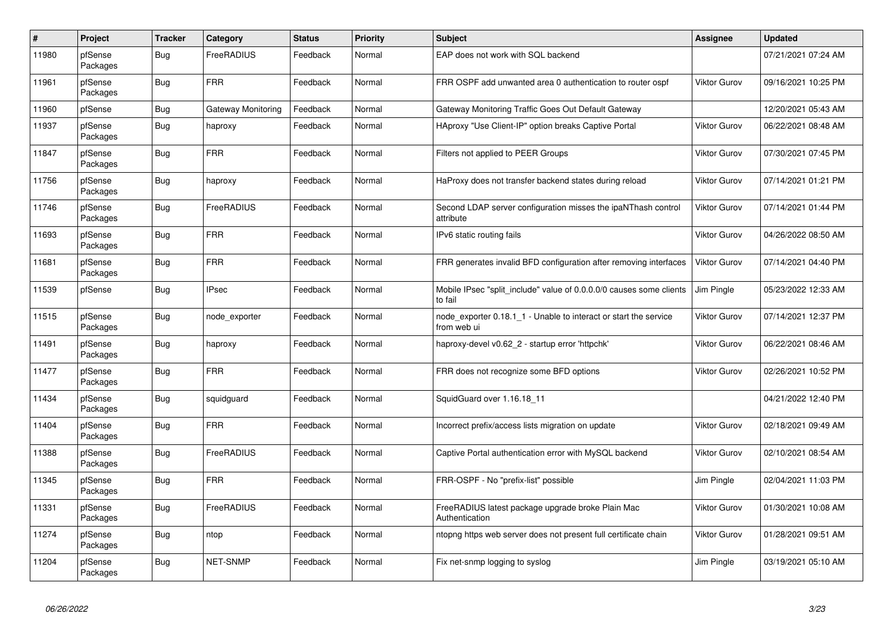| # | Project | Tracker | Category | Status | Priority | Subject | Assignee | Updated |
|---|---|---|---|---|---|---|---|---|
| 11980 | pfSense Packages | Bug | FreeRADIUS | Feedback | Normal | EAP does not work with SQL backend | | 07/21/2021 07:24 AM |
| 11961 | pfSense Packages | Bug | FRR | Feedback | Normal | FRR OSPF add unwanted area 0 authentication to router ospf | Viktor Gurov | 09/16/2021 10:25 PM |
| 11960 | pfSense | Bug | Gateway Monitoring | Feedback | Normal | Gateway Monitoring Traffic Goes Out Default Gateway | | 12/20/2021 05:43 AM |
| 11937 | pfSense Packages | Bug | haproxy | Feedback | Normal | HAproxy "Use Client-IP" option breaks Captive Portal | Viktor Gurov | 06/22/2021 08:48 AM |
| 11847 | pfSense Packages | Bug | FRR | Feedback | Normal | Filters not applied to PEER Groups | Viktor Gurov | 07/30/2021 07:45 PM |
| 11756 | pfSense Packages | Bug | haproxy | Feedback | Normal | HaProxy does not transfer backend states during reload | Viktor Gurov | 07/14/2021 01:21 PM |
| 11746 | pfSense Packages | Bug | FreeRADIUS | Feedback | Normal | Second LDAP server configuration misses the ipaNThash control attribute | Viktor Gurov | 07/14/2021 01:44 PM |
| 11693 | pfSense Packages | Bug | FRR | Feedback | Normal | IPv6 static routing fails | Viktor Gurov | 04/26/2022 08:50 AM |
| 11681 | pfSense Packages | Bug | FRR | Feedback | Normal | FRR generates invalid BFD configuration after removing interfaces | Viktor Gurov | 07/14/2021 04:40 PM |
| 11539 | pfSense | Bug | IPsec | Feedback | Normal | Mobile IPsec "split_include" value of 0.0.0.0/0 causes some clients to fail | Jim Pingle | 05/23/2022 12:33 AM |
| 11515 | pfSense Packages | Bug | node_exporter | Feedback | Normal | node_exporter 0.18.1_1 - Unable to interact or start the service from web ui | Viktor Gurov | 07/14/2021 12:37 PM |
| 11491 | pfSense Packages | Bug | haproxy | Feedback | Normal | haproxy-devel v0.62_2 - startup error 'httpchk' | Viktor Gurov | 06/22/2021 08:46 AM |
| 11477 | pfSense Packages | Bug | FRR | Feedback | Normal | FRR does not recognize some BFD options | Viktor Gurov | 02/26/2021 10:52 PM |
| 11434 | pfSense Packages | Bug | squidguard | Feedback | Normal | SquidGuard over 1.16.18_11 | | 04/21/2022 12:40 PM |
| 11404 | pfSense Packages | Bug | FRR | Feedback | Normal | Incorrect prefix/access lists migration on update | Viktor Gurov | 02/18/2021 09:49 AM |
| 11388 | pfSense Packages | Bug | FreeRADIUS | Feedback | Normal | Captive Portal authentication error with MySQL backend | Viktor Gurov | 02/10/2021 08:54 AM |
| 11345 | pfSense Packages | Bug | FRR | Feedback | Normal | FRR-OSPF - No "prefix-list" possible | Jim Pingle | 02/04/2021 11:03 PM |
| 11331 | pfSense Packages | Bug | FreeRADIUS | Feedback | Normal | FreeRADIUS latest package upgrade broke Plain Mac Authentication | Viktor Gurov | 01/30/2021 10:08 AM |
| 11274 | pfSense Packages | Bug | ntop | Feedback | Normal | ntopng https web server does not present full certificate chain | Viktor Gurov | 01/28/2021 09:51 AM |
| 11204 | pfSense Packages | Bug | NET-SNMP | Feedback | Normal | Fix net-snmp logging to syslog | Jim Pingle | 03/19/2021 05:10 AM |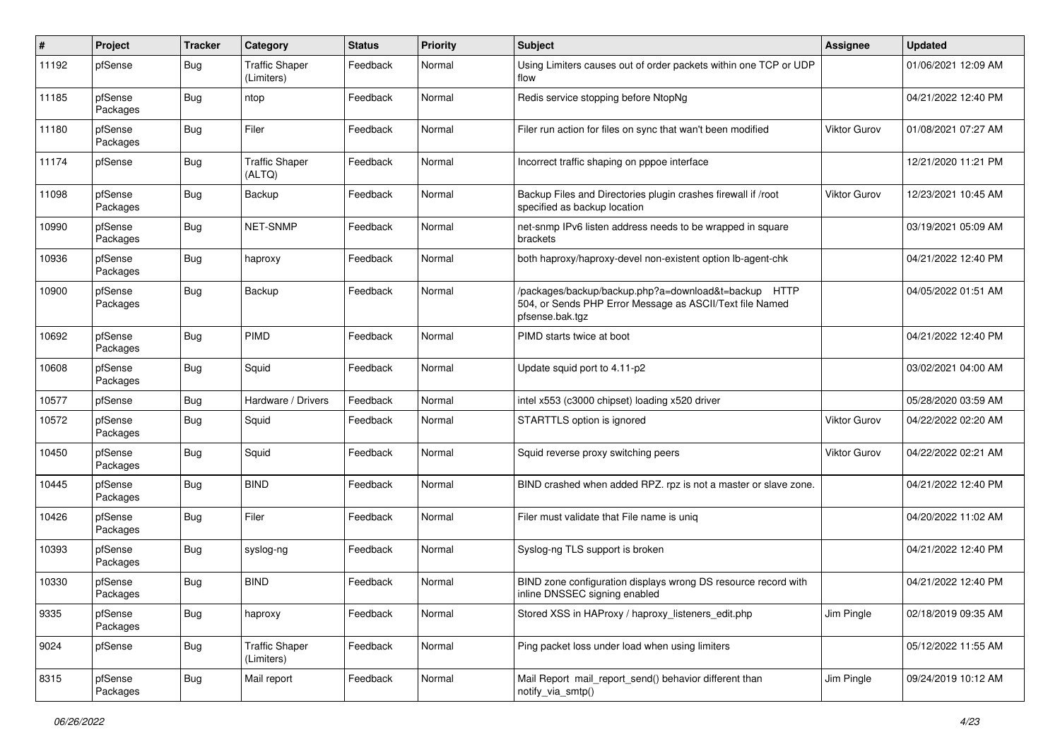| # | Project | Tracker | Category | Status | Priority | Subject | Assignee | Updated |
|---|---|---|---|---|---|---|---|---|
| 11192 | pfSense | Bug | Traffic Shaper (Limiters) | Feedback | Normal | Using Limiters causes out of order packets within one TCP or UDP flow | | 01/06/2021 12:09 AM |
| 11185 | pfSense Packages | Bug | ntop | Feedback | Normal | Redis service stopping before NtopNg | | 04/21/2022 12:40 PM |
| 11180 | pfSense Packages | Bug | Filer | Feedback | Normal | Filer run action for files on sync that wan't been modified | Viktor Gurov | 01/08/2021 07:27 AM |
| 11174 | pfSense | Bug | Traffic Shaper (ALTQ) | Feedback | Normal | Incorrect traffic shaping on pppoe interface | | 12/21/2020 11:21 PM |
| 11098 | pfSense Packages | Bug | Backup | Feedback | Normal | Backup Files and Directories plugin crashes firewall if /root specified as backup location | Viktor Gurov | 12/23/2021 10:45 AM |
| 10990 | pfSense Packages | Bug | NET-SNMP | Feedback | Normal | net-snmp IPv6 listen address needs to be wrapped in square brackets | | 03/19/2021 05:09 AM |
| 10936 | pfSense Packages | Bug | haproxy | Feedback | Normal | both haproxy/haproxy-devel non-existent option lb-agent-chk | | 04/21/2022 12:40 PM |
| 10900 | pfSense Packages | Bug | Backup | Feedback | Normal | /packages/backup/backup.php?a=download&t=backup HTTP 504, or Sends PHP Error Message as ASCII/Text file Named pfsense.bak.tgz | | 04/05/2022 01:51 AM |
| 10692 | pfSense Packages | Bug | PIMD | Feedback | Normal | PIMD starts twice at boot | | 04/21/2022 12:40 PM |
| 10608 | pfSense Packages | Bug | Squid | Feedback | Normal | Update squid port to 4.11-p2 | | 03/02/2021 04:00 AM |
| 10577 | pfSense | Bug | Hardware / Drivers | Feedback | Normal | intel x553 (c3000 chipset) loading x520 driver | | 05/28/2020 03:59 AM |
| 10572 | pfSense Packages | Bug | Squid | Feedback | Normal | STARTTLS option is ignored | Viktor Gurov | 04/22/2022 02:20 AM |
| 10450 | pfSense Packages | Bug | Squid | Feedback | Normal | Squid reverse proxy switching peers | Viktor Gurov | 04/22/2022 02:21 AM |
| 10445 | pfSense Packages | Bug | BIND | Feedback | Normal | BIND crashed when added RPZ. rpz is not a master or slave zone. | | 04/21/2022 12:40 PM |
| 10426 | pfSense Packages | Bug | Filer | Feedback | Normal | Filer must validate that File name is uniq | | 04/20/2022 11:02 AM |
| 10393 | pfSense Packages | Bug | syslog-ng | Feedback | Normal | Syslog-ng TLS support is broken | | 04/21/2022 12:40 PM |
| 10330 | pfSense Packages | Bug | BIND | Feedback | Normal | BIND zone configuration displays wrong DS resource record with inline DNSSEC signing enabled | | 04/21/2022 12:40 PM |
| 9335 | pfSense Packages | Bug | haproxy | Feedback | Normal | Stored XSS in HAProxy / haproxy_listeners_edit.php | Jim Pingle | 02/18/2019 09:35 AM |
| 9024 | pfSense | Bug | Traffic Shaper (Limiters) | Feedback | Normal | Ping packet loss under load when using limiters | | 05/12/2022 11:55 AM |
| 8315 | pfSense Packages | Bug | Mail report | Feedback | Normal | Mail Report mail_report_send() behavior different than notify_via_smtp() | Jim Pingle | 09/24/2019 10:12 AM |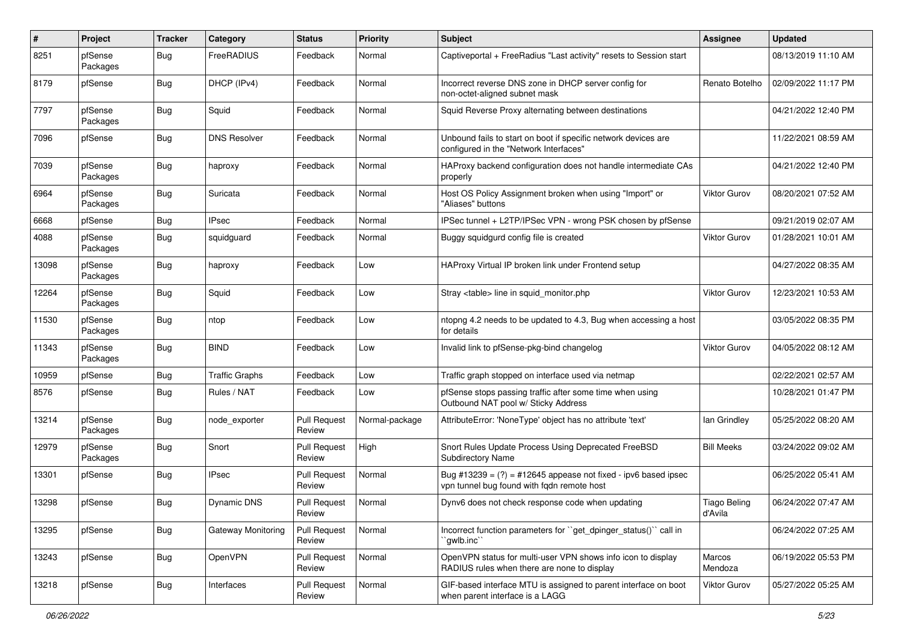| # | Project | Tracker | Category | Status | Priority | Subject | Assignee | Updated |
|---|---|---|---|---|---|---|---|---|
| 8251 | pfSense Packages | Bug | FreeRADIUS | Feedback | Normal | Captiveportal + FreeRadius "Last activity" resets to Session start | | 08/13/2019 11:10 AM |
| 8179 | pfSense | Bug | DHCP (IPv4) | Feedback | Normal | Incorrect reverse DNS zone in DHCP server config for non-octet-aligned subnet mask | Renato Botelho | 02/09/2022 11:17 PM |
| 7797 | pfSense Packages | Bug | Squid | Feedback | Normal | Squid Reverse Proxy alternating between destinations | | 04/21/2022 12:40 PM |
| 7096 | pfSense | Bug | DNS Resolver | Feedback | Normal | Unbound fails to start on boot if specific network devices are configured in the "Network Interfaces" | | 11/22/2021 08:59 AM |
| 7039 | pfSense Packages | Bug | haproxy | Feedback | Normal | HAProxy backend configuration does not handle intermediate CAs properly | | 04/21/2022 12:40 PM |
| 6964 | pfSense Packages | Bug | Suricata | Feedback | Normal | Host OS Policy Assignment broken when using "Import" or "Aliases" buttons | Viktor Gurov | 08/20/2021 07:52 AM |
| 6668 | pfSense | Bug | IPsec | Feedback | Normal | IPSec tunnel + L2TP/IPSec VPN - wrong PSK chosen by pfSense | | 09/21/2019 02:07 AM |
| 4088 | pfSense Packages | Bug | squidguard | Feedback | Normal | Buggy squidgurd config file is created | Viktor Gurov | 01/28/2021 10:01 AM |
| 13098 | pfSense Packages | Bug | haproxy | Feedback | Low | HAProxy Virtual IP broken link under Frontend setup | | 04/27/2022 08:35 AM |
| 12264 | pfSense Packages | Bug | Squid | Feedback | Low | Stray <table> line in squid_monitor.php | Viktor Gurov | 12/23/2021 10:53 AM |
| 11530 | pfSense Packages | Bug | ntop | Feedback | Low | ntopng 4.2 needs to be updated to 4.3, Bug when accessing a host for details | | 03/05/2022 08:35 PM |
| 11343 | pfSense Packages | Bug | BIND | Feedback | Low | Invalid link to pfSense-pkg-bind changelog | Viktor Gurov | 04/05/2022 08:12 AM |
| 10959 | pfSense | Bug | Traffic Graphs | Feedback | Low | Traffic graph stopped on interface used via netmap | | 02/22/2021 02:57 AM |
| 8576 | pfSense | Bug | Rules / NAT | Feedback | Low | pfSense stops passing traffic after some time when using Outbound NAT pool w/ Sticky Address | | 10/28/2021 01:47 PM |
| 13214 | pfSense Packages | Bug | node_exporter | Pull Request Review | Normal-package | AttributeError: 'NoneType' object has no attribute 'text' | Ian Grindley | 05/25/2022 08:20 AM |
| 12979 | pfSense Packages | Bug | Snort | Pull Request Review | High | Snort Rules Update Process Using Deprecated FreeBSD Subdirectory Name | Bill Meeks | 03/24/2022 09:02 AM |
| 13301 | pfSense | Bug | IPsec | Pull Request Review | Normal | Bug #13239 = (?) = #12645 appease not fixed - ipv6 based ipsec vpn tunnel bug found with fqdn remote host | | 06/25/2022 05:41 AM |
| 13298 | pfSense | Bug | Dynamic DNS | Pull Request Review | Normal | Dynv6 does not check response code when updating | Tiago Beling d'Avila | 06/24/2022 07:47 AM |
| 13295 | pfSense | Bug | Gateway Monitoring | Pull Request Review | Normal | Incorrect function parameters for ``get_dpinger_status()`` call in ``gwlb.inc`` | | 06/24/2022 07:25 AM |
| 13243 | pfSense | Bug | OpenVPN | Pull Request Review | Normal | OpenVPN status for multi-user VPN shows info icon to display RADIUS rules when there are none to display | Marcos Mendoza | 06/19/2022 05:53 PM |
| 13218 | pfSense | Bug | Interfaces | Pull Request Review | Normal | GIF-based interface MTU is assigned to parent interface on boot when parent interface is a LAGG | Viktor Gurov | 05/27/2022 05:25 AM |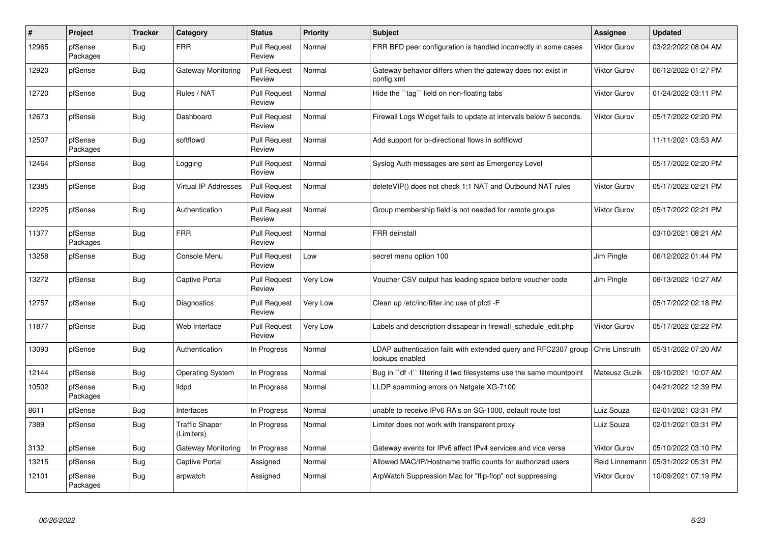| # | Project | Tracker | Category | Status | Priority | Subject | Assignee | Updated |
|---|---|---|---|---|---|---|---|---|
| 12965 | pfSense Packages | Bug | FRR | Pull Request Review | Normal | FRR BFD peer configuration is handled incorrectly in some cases | Viktor Gurov | 03/22/2022 08:04 AM |
| 12920 | pfSense | Bug | Gateway Monitoring | Pull Request Review | Normal | Gateway behavior differs when the gateway does not exist in config.xml | Viktor Gurov | 06/12/2022 01:27 PM |
| 12720 | pfSense | Bug | Rules / NAT | Pull Request Review | Normal | Hide the ``tag`` field on non-floating tabs | Viktor Gurov | 01/24/2022 03:11 PM |
| 12673 | pfSense | Bug | Dashboard | Pull Request Review | Normal | Firewall Logs Widget fails to update at intervals below 5 seconds. | Viktor Gurov | 05/17/2022 02:20 PM |
| 12507 | pfSense Packages | Bug | softflowd | Pull Request Review | Normal | Add support for bi-directional flows in softflowd | | 11/11/2021 03:53 AM |
| 12464 | pfSense | Bug | Logging | Pull Request Review | Normal | Syslog Auth messages are sent as Emergency Level | | 05/17/2022 02:20 PM |
| 12385 | pfSense | Bug | Virtual IP Addresses | Pull Request Review | Normal | deleteVIP() does not check 1:1 NAT and Outbound NAT rules | Viktor Gurov | 05/17/2022 02:21 PM |
| 12225 | pfSense | Bug | Authentication | Pull Request Review | Normal | Group membership field is not needed for remote groups | Viktor Gurov | 05/17/2022 02:21 PM |
| 11377 | pfSense Packages | Bug | FRR | Pull Request Review | Normal | FRR deinstall | | 03/10/2021 08:21 AM |
| 13258 | pfSense | Bug | Console Menu | Pull Request Review | Low | secret menu option 100 | Jim Pingle | 06/12/2022 01:44 PM |
| 13272 | pfSense | Bug | Captive Portal | Pull Request Review | Very Low | Voucher CSV output has leading space before voucher code | Jim Pingle | 06/13/2022 10:27 AM |
| 12757 | pfSense | Bug | Diagnostics | Pull Request Review | Very Low | Clean up /etc/inc/filter.inc use of pfctl -F | | 05/17/2022 02:18 PM |
| 11877 | pfSense | Bug | Web Interface | Pull Request Review | Very Low | Labels and description dissapear in firewall_schedule_edit.php | Viktor Gurov | 05/17/2022 02:22 PM |
| 13093 | pfSense | Bug | Authentication | In Progress | Normal | LDAP authentication fails with extended query and RFC2307 group lookups enabled | Chris Linstruth | 05/31/2022 07:20 AM |
| 12144 | pfSense | Bug | Operating System | In Progress | Normal | Bug in ``df -t`` filtering if two filesystems use the same mountpoint | Mateusz Guzik | 09/10/2021 10:07 AM |
| 10502 | pfSense Packages | Bug | lldpd | In Progress | Normal | LLDP spamming errors on Netgate XG-7100 | | 04/21/2022 12:39 PM |
| 8611 | pfSense | Bug | Interfaces | In Progress | Normal | unable to receive IPv6 RA's on SG-1000, default route lost | Luiz Souza | 02/01/2021 03:31 PM |
| 7389 | pfSense | Bug | Traffic Shaper (Limiters) | In Progress | Normal | Limiter does not work with transparent proxy | Luiz Souza | 02/01/2021 03:31 PM |
| 3132 | pfSense | Bug | Gateway Monitoring | In Progress | Normal | Gateway events for IPv6 affect IPv4 services and vice versa | Viktor Gurov | 05/10/2022 03:10 PM |
| 13215 | pfSense | Bug | Captive Portal | Assigned | Normal | Allowed MAC/IP/Hostname traffic counts for authorized users | Reid Linnemann | 05/31/2022 05:31 PM |
| 12101 | pfSense Packages | Bug | arpwatch | Assigned | Normal | ArpWatch Suppression Mac for "flip-flop" not suppressing | Viktor Gurov | 10/09/2021 07:19 PM |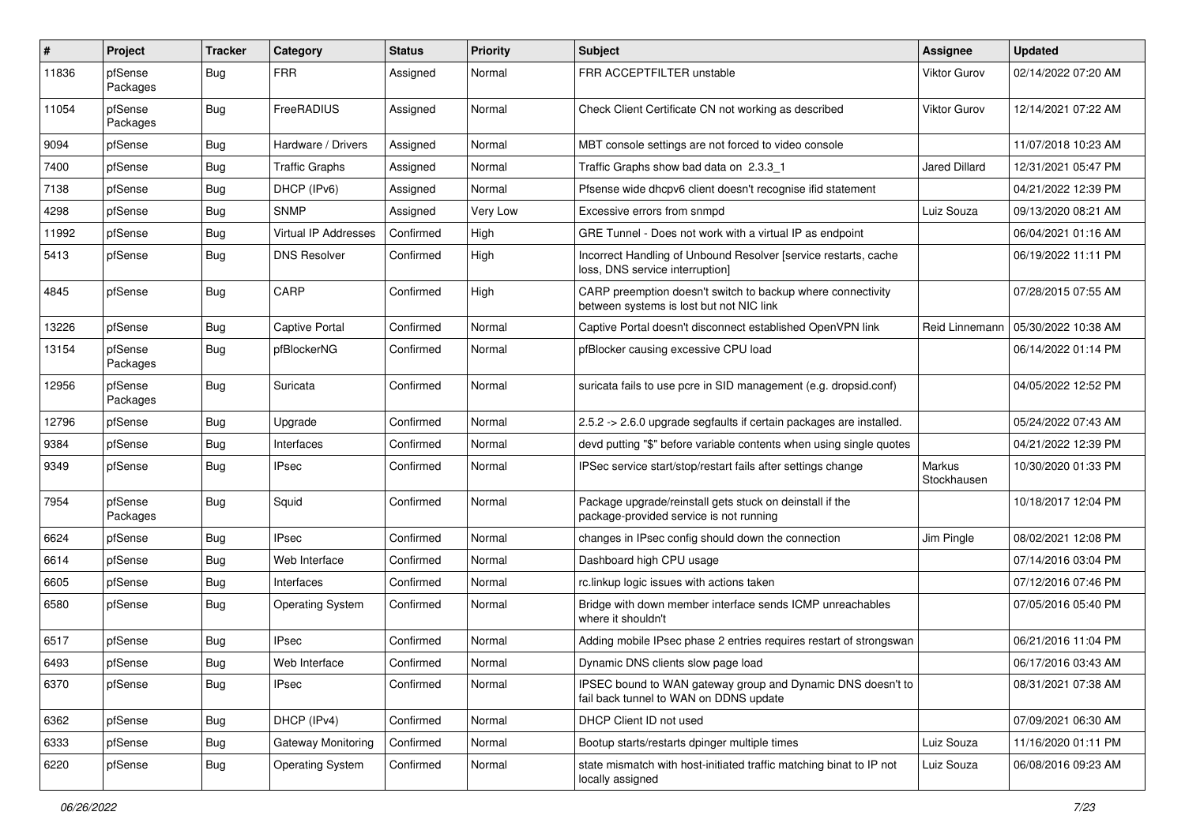| # | Project | Tracker | Category | Status | Priority | Subject | Assignee | Updated |
|---|---|---|---|---|---|---|---|---|
| 11836 | pfSense Packages | Bug | FRR | Assigned | Normal | FRR ACCEPTFILTER unstable | Viktor Gurov | 02/14/2022 07:20 AM |
| 11054 | pfSense Packages | Bug | FreeRADIUS | Assigned | Normal | Check Client Certificate CN not working as described | Viktor Gurov | 12/14/2021 07:22 AM |
| 9094 | pfSense | Bug | Hardware / Drivers | Assigned | Normal | MBT console settings are not forced to video console | | 11/07/2018 10:23 AM |
| 7400 | pfSense | Bug | Traffic Graphs | Assigned | Normal | Traffic Graphs show bad data on 2.3.3_1 | Jared Dillard | 12/31/2021 05:47 PM |
| 7138 | pfSense | Bug | DHCP (IPv6) | Assigned | Normal | Pfsense wide dhcpv6 client doesn't recognise ifid statement | | 04/21/2022 12:39 PM |
| 4298 | pfSense | Bug | SNMP | Assigned | Very Low | Excessive errors from snmpd | Luiz Souza | 09/13/2020 08:21 AM |
| 11992 | pfSense | Bug | Virtual IP Addresses | Confirmed | High | GRE Tunnel - Does not work with a virtual IP as endpoint | | 06/04/2021 01:16 AM |
| 5413 | pfSense | Bug | DNS Resolver | Confirmed | High | Incorrect Handling of Unbound Resolver [service restarts, cache loss, DNS service interruption] | | 06/19/2022 11:11 PM |
| 4845 | pfSense | Bug | CARP | Confirmed | High | CARP preemption doesn't switch to backup where connectivity between systems is lost but not NIC link | | 07/28/2015 07:55 AM |
| 13226 | pfSense | Bug | Captive Portal | Confirmed | Normal | Captive Portal doesn't disconnect established OpenVPN link | Reid Linnemann | 05/30/2022 10:38 AM |
| 13154 | pfSense Packages | Bug | pfBlockerNG | Confirmed | Normal | pfBlocker causing excessive CPU load | | 06/14/2022 01:14 PM |
| 12956 | pfSense Packages | Bug | Suricata | Confirmed | Normal | suricata fails to use pcre in SID management (e.g. dropsid.conf) | | 04/05/2022 12:52 PM |
| 12796 | pfSense | Bug | Upgrade | Confirmed | Normal | 2.5.2 -> 2.6.0 upgrade segfaults if certain packages are installed. | | 05/24/2022 07:43 AM |
| 9384 | pfSense | Bug | Interfaces | Confirmed | Normal | devd putting "$" before variable contents when using single quotes | | 04/21/2022 12:39 PM |
| 9349 | pfSense | Bug | IPsec | Confirmed | Normal | IPSec service start/stop/restart fails after settings change | Markus Stockhausen | 10/30/2020 01:33 PM |
| 7954 | pfSense Packages | Bug | Squid | Confirmed | Normal | Package upgrade/reinstall gets stuck on deinstall if the package-provided service is not running | | 10/18/2017 12:04 PM |
| 6624 | pfSense | Bug | IPsec | Confirmed | Normal | changes in IPsec config should down the connection | Jim Pingle | 08/02/2021 12:08 PM |
| 6614 | pfSense | Bug | Web Interface | Confirmed | Normal | Dashboard high CPU usage | | 07/14/2016 03:04 PM |
| 6605 | pfSense | Bug | Interfaces | Confirmed | Normal | rc.linkup logic issues with actions taken | | 07/12/2016 07:46 PM |
| 6580 | pfSense | Bug | Operating System | Confirmed | Normal | Bridge with down member interface sends ICMP unreachables where it shouldn't | | 07/05/2016 05:40 PM |
| 6517 | pfSense | Bug | IPsec | Confirmed | Normal | Adding mobile IPsec phase 2 entries requires restart of strongswan | | 06/21/2016 11:04 PM |
| 6493 | pfSense | Bug | Web Interface | Confirmed | Normal | Dynamic DNS clients slow page load | | 06/17/2016 03:43 AM |
| 6370 | pfSense | Bug | IPsec | Confirmed | Normal | IPSEC bound to WAN gateway group and Dynamic DNS doesn't to fail back tunnel to WAN on DDNS update | | 08/31/2021 07:38 AM |
| 6362 | pfSense | Bug | DHCP (IPv4) | Confirmed | Normal | DHCP Client ID not used | | 07/09/2021 06:30 AM |
| 6333 | pfSense | Bug | Gateway Monitoring | Confirmed | Normal | Bootup starts/restarts dpinger multiple times | Luiz Souza | 11/16/2020 01:11 PM |
| 6220 | pfSense | Bug | Operating System | Confirmed | Normal | state mismatch with host-initiated traffic matching binat to IP not locally assigned | Luiz Souza | 06/08/2016 09:23 AM |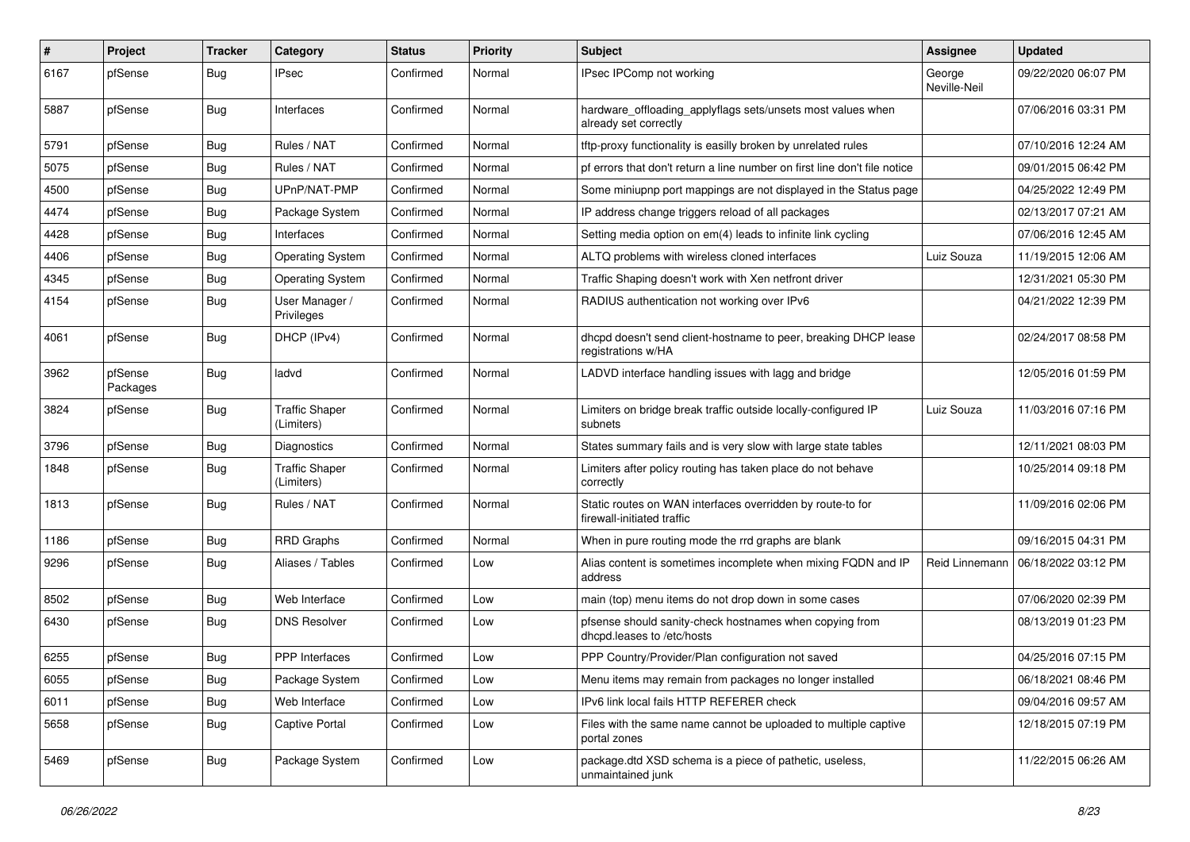| # | Project | Tracker | Category | Status | Priority | Subject | Assignee | Updated |
|---|---|---|---|---|---|---|---|---|
| 6167 | pfSense | Bug | IPsec | Confirmed | Normal | IPsec IPComp not working | George Neville-Neil | 09/22/2020 06:07 PM |
| 5887 | pfSense | Bug | Interfaces | Confirmed | Normal | hardware_offloading_applyflags sets/unsets most values when already set correctly | | 07/06/2016 03:31 PM |
| 5791 | pfSense | Bug | Rules / NAT | Confirmed | Normal | tftp-proxy functionality is easilly broken by unrelated rules | | 07/10/2016 12:24 AM |
| 5075 | pfSense | Bug | Rules / NAT | Confirmed | Normal | pf errors that don't return a line number on first line don't file notice | | 09/01/2015 06:42 PM |
| 4500 | pfSense | Bug | UPnP/NAT-PMP | Confirmed | Normal | Some miniupnp port mappings are not displayed in the Status page | | 04/25/2022 12:49 PM |
| 4474 | pfSense | Bug | Package System | Confirmed | Normal | IP address change triggers reload of all packages | | 02/13/2017 07:21 AM |
| 4428 | pfSense | Bug | Interfaces | Confirmed | Normal | Setting media option on em(4) leads to infinite link cycling | | 07/06/2016 12:45 AM |
| 4406 | pfSense | Bug | Operating System | Confirmed | Normal | ALTQ problems with wireless cloned interfaces | Luiz Souza | 11/19/2015 12:06 AM |
| 4345 | pfSense | Bug | Operating System | Confirmed | Normal | Traffic Shaping doesn't work with Xen netfront driver | | 12/31/2021 05:30 PM |
| 4154 | pfSense | Bug | User Manager / Privileges | Confirmed | Normal | RADIUS authentication not working over IPv6 | | 04/21/2022 12:39 PM |
| 4061 | pfSense | Bug | DHCP (IPv4) | Confirmed | Normal | dhcpd doesn't send client-hostname to peer, breaking DHCP lease registrations w/HA | | 02/24/2017 08:58 PM |
| 3962 | pfSense Packages | Bug | ladvd | Confirmed | Normal | LADVD interface handling issues with lagg and bridge | | 12/05/2016 01:59 PM |
| 3824 | pfSense | Bug | Traffic Shaper (Limiters) | Confirmed | Normal | Limiters on bridge break traffic outside locally-configured IP subnets | Luiz Souza | 11/03/2016 07:16 PM |
| 3796 | pfSense | Bug | Diagnostics | Confirmed | Normal | States summary fails and is very slow with large state tables | | 12/11/2021 08:03 PM |
| 1848 | pfSense | Bug | Traffic Shaper (Limiters) | Confirmed | Normal | Limiters after policy routing has taken place do not behave correctly | | 10/25/2014 09:18 PM |
| 1813 | pfSense | Bug | Rules / NAT | Confirmed | Normal | Static routes on WAN interfaces overridden by route-to for firewall-initiated traffic | | 11/09/2016 02:06 PM |
| 1186 | pfSense | Bug | RRD Graphs | Confirmed | Normal | When in pure routing mode the rrd graphs are blank | | 09/16/2015 04:31 PM |
| 9296 | pfSense | Bug | Aliases / Tables | Confirmed | Low | Alias content is sometimes incomplete when mixing FQDN and IP address | Reid Linnemann | 06/18/2022 03:12 PM |
| 8502 | pfSense | Bug | Web Interface | Confirmed | Low | main (top) menu items do not drop down in some cases | | 07/06/2020 02:39 PM |
| 6430 | pfSense | Bug | DNS Resolver | Confirmed | Low | pfsense should sanity-check hostnames when copying from dhcpd.leases to /etc/hosts | | 08/13/2019 01:23 PM |
| 6255 | pfSense | Bug | PPP Interfaces | Confirmed | Low | PPP Country/Provider/Plan configuration not saved | | 04/25/2016 07:15 PM |
| 6055 | pfSense | Bug | Package System | Confirmed | Low | Menu items may remain from packages no longer installed | | 06/18/2021 08:46 PM |
| 6011 | pfSense | Bug | Web Interface | Confirmed | Low | IPv6 link local fails HTTP REFERER check | | 09/04/2016 09:57 AM |
| 5658 | pfSense | Bug | Captive Portal | Confirmed | Low | Files with the same name cannot be uploaded to multiple captive portal zones | | 12/18/2015 07:19 PM |
| 5469 | pfSense | Bug | Package System | Confirmed | Low | package.dtd XSD schema is a piece of pathetic, useless, unmaintained junk | | 11/22/2015 06:26 AM |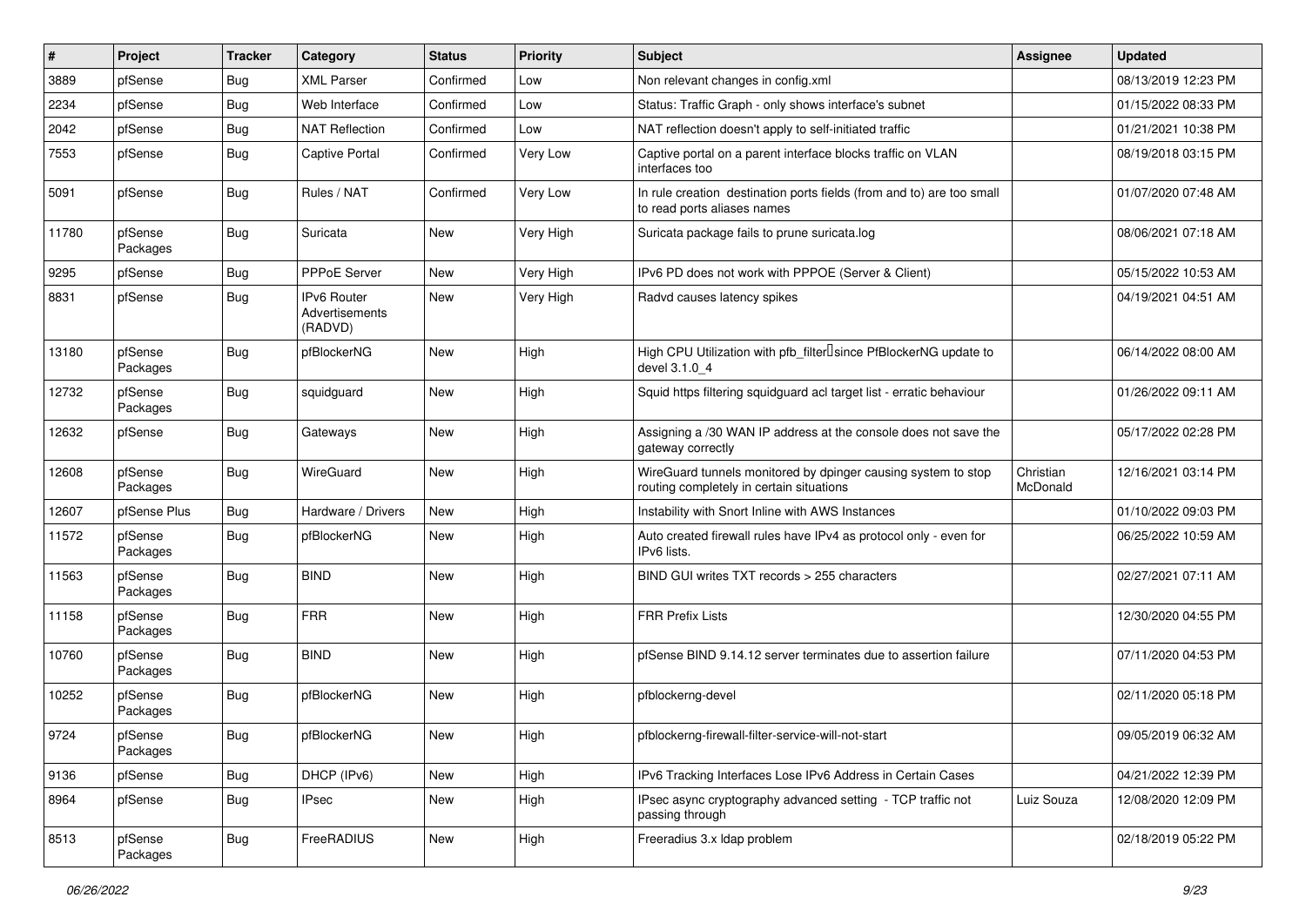| # | Project | Tracker | Category | Status | Priority | Subject | Assignee | Updated |
|---|---|---|---|---|---|---|---|---|
| 3889 | pfSense | Bug | XML Parser | Confirmed | Low | Non relevant changes in config.xml | | 08/13/2019 12:23 PM |
| 2234 | pfSense | Bug | Web Interface | Confirmed | Low | Status: Traffic Graph - only shows interface's subnet | | 01/15/2022 08:33 PM |
| 2042 | pfSense | Bug | NAT Reflection | Confirmed | Low | NAT reflection doesn't apply to self-initiated traffic | | 01/21/2021 10:38 PM |
| 7553 | pfSense | Bug | Captive Portal | Confirmed | Very Low | Captive portal on a parent interface blocks traffic on VLAN interfaces too | | 08/19/2018 03:15 PM |
| 5091 | pfSense | Bug | Rules / NAT | Confirmed | Very Low | In rule creation destination ports fields (from and to) are too small to read ports aliases names | | 01/07/2020 07:48 AM |
| 11780 | pfSense Packages | Bug | Suricata | New | Very High | Suricata package fails to prune suricata.log | | 08/06/2021 07:18 AM |
| 9295 | pfSense | Bug | PPPoE Server | New | Very High | IPv6 PD does not work with PPPOE (Server & Client) | | 05/15/2022 10:53 AM |
| 8831 | pfSense | Bug | IPv6 Router Advertisements (RADVD) | New | Very High | Radvd causes latency spikes | | 04/19/2021 04:51 AM |
| 13180 | pfSense Packages | Bug | pfBlockerNG | New | High | High CPU Utilization with pfb_filter since PfBlockerNG update to devel 3.1.0_4 | | 06/14/2022 08:00 AM |
| 12732 | pfSense Packages | Bug | squidguard | New | High | Squid https filtering squidguard acl target list - erratic behaviour | | 01/26/2022 09:11 AM |
| 12632 | pfSense | Bug | Gateways | New | High | Assigning a /30 WAN IP address at the console does not save the gateway correctly | | 05/17/2022 02:28 PM |
| 12608 | pfSense Packages | Bug | WireGuard | New | High | WireGuard tunnels monitored by dpinger causing system to stop routing completely in certain situations | Christian McDonald | 12/16/2021 03:14 PM |
| 12607 | pfSense Plus | Bug | Hardware / Drivers | New | High | Instability with Snort Inline with AWS Instances | | 01/10/2022 09:03 PM |
| 11572 | pfSense Packages | Bug | pfBlockerNG | New | High | Auto created firewall rules have IPv4 as protocol only - even for IPv6 lists. | | 06/25/2022 10:59 AM |
| 11563 | pfSense Packages | Bug | BIND | New | High | BIND GUI writes TXT records > 255 characters | | 02/27/2021 07:11 AM |
| 11158 | pfSense Packages | Bug | FRR | New | High | FRR Prefix Lists | | 12/30/2020 04:55 PM |
| 10760 | pfSense Packages | Bug | BIND | New | High | pfSense BIND 9.14.12 server terminates due to assertion failure | | 07/11/2020 04:53 PM |
| 10252 | pfSense Packages | Bug | pfBlockerNG | New | High | pfblockerng-devel | | 02/11/2020 05:18 PM |
| 9724 | pfSense Packages | Bug | pfBlockerNG | New | High | pfblockerng-firewall-filter-service-will-not-start | | 09/05/2019 06:32 AM |
| 9136 | pfSense | Bug | DHCP (IPv6) | New | High | IPv6 Tracking Interfaces Lose IPv6 Address in Certain Cases | | 04/21/2022 12:39 PM |
| 8964 | pfSense | Bug | IPsec | New | High | IPsec async cryptography advanced setting - TCP traffic not passing through | Luiz Souza | 12/08/2020 12:09 PM |
| 8513 | pfSense Packages | Bug | FreeRADIUS | New | High | Freeradius 3.x ldap problem | | 02/18/2019 05:22 PM |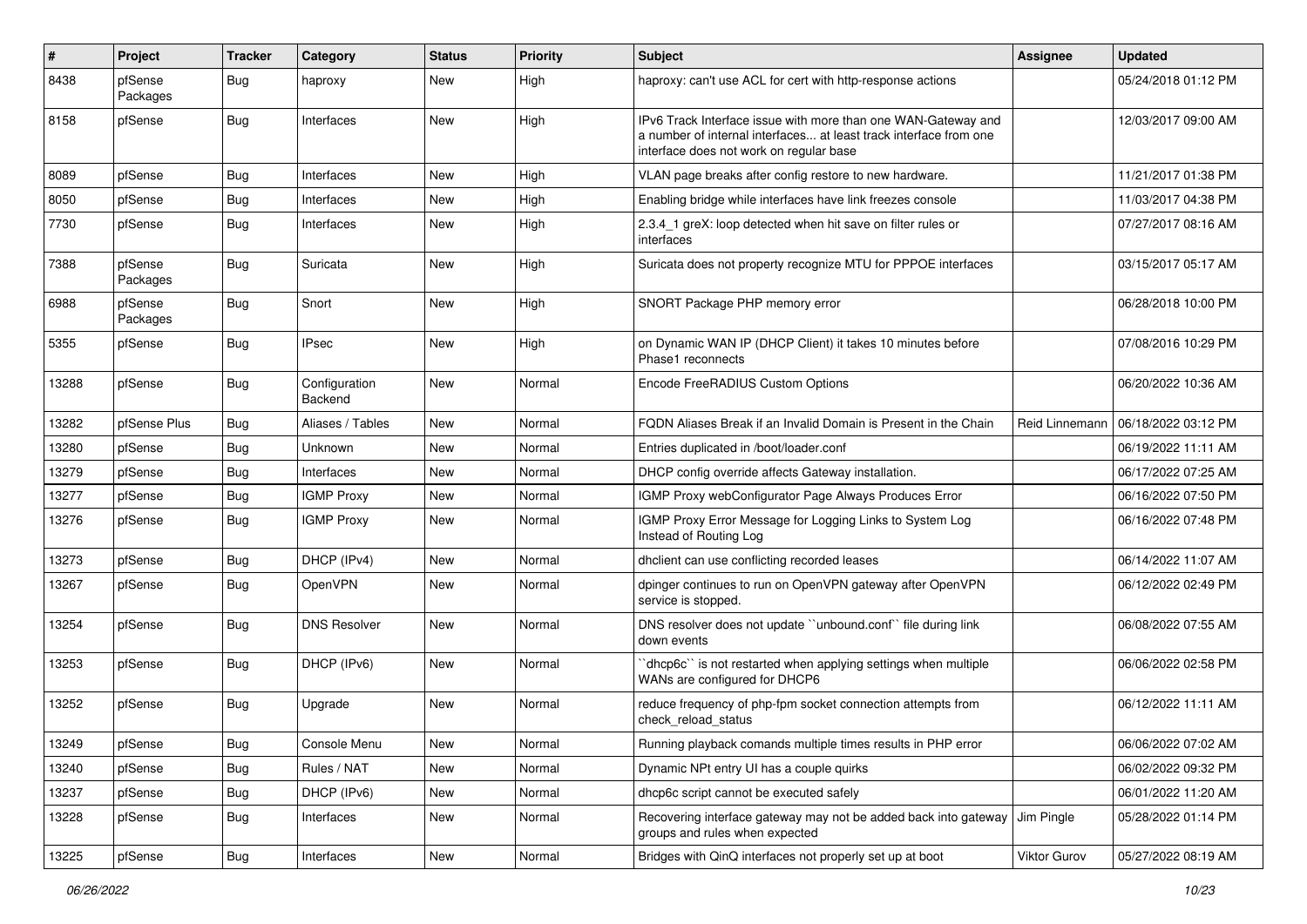| # | Project | Tracker | Category | Status | Priority | Subject | Assignee | Updated |
|---|---|---|---|---|---|---|---|---|
| 8438 | pfSense Packages | Bug | haproxy | New | High | haproxy: can't use ACL for cert with http-response actions | | 05/24/2018 01:12 PM |
| 8158 | pfSense | Bug | Interfaces | New | High | IPv6 Track Interface issue with more than one WAN-Gateway and a number of internal interfaces... at least track interface from one interface does not work on regular base | | 12/03/2017 09:00 AM |
| 8089 | pfSense | Bug | Interfaces | New | High | VLAN page breaks after config restore to new hardware. | | 11/21/2017 01:38 PM |
| 8050 | pfSense | Bug | Interfaces | New | High | Enabling bridge while interfaces have link freezes console | | 11/03/2017 04:38 PM |
| 7730 | pfSense | Bug | Interfaces | New | High | 2.3.4_1 greX: loop detected when hit save on filter rules or interfaces | | 07/27/2017 08:16 AM |
| 7388 | pfSense Packages | Bug | Suricata | New | High | Suricata does not property recognize MTU for PPPOE interfaces | | 03/15/2017 05:17 AM |
| 6988 | pfSense Packages | Bug | Snort | New | High | SNORT Package PHP memory error | | 06/28/2018 10:00 PM |
| 5355 | pfSense | Bug | IPsec | New | High | on Dynamic WAN IP (DHCP Client) it takes 10 minutes before Phase1 reconnects | | 07/08/2016 10:29 PM |
| 13288 | pfSense | Bug | Configuration Backend | New | Normal | Encode FreeRADIUS Custom Options | | 06/20/2022 10:36 AM |
| 13282 | pfSense Plus | Bug | Aliases / Tables | New | Normal | FQDN Aliases Break if an Invalid Domain is Present in the Chain | Reid Linnemann | 06/18/2022 03:12 PM |
| 13280 | pfSense | Bug | Unknown | New | Normal | Entries duplicated in /boot/loader.conf | | 06/19/2022 11:11 AM |
| 13279 | pfSense | Bug | Interfaces | New | Normal | DHCP config override affects Gateway installation. | | 06/17/2022 07:25 AM |
| 13277 | pfSense | Bug | IGMP Proxy | New | Normal | IGMP Proxy webConfigurator Page Always Produces Error | | 06/16/2022 07:50 PM |
| 13276 | pfSense | Bug | IGMP Proxy | New | Normal | IGMP Proxy Error Message for Logging Links to System Log Instead of Routing Log | | 06/16/2022 07:48 PM |
| 13273 | pfSense | Bug | DHCP (IPv4) | New | Normal | dhclient can use conflicting recorded leases | | 06/14/2022 11:07 AM |
| 13267 | pfSense | Bug | OpenVPN | New | Normal | dpinger continues to run on OpenVPN gateway after OpenVPN service is stopped. | | 06/12/2022 02:49 PM |
| 13254 | pfSense | Bug | DNS Resolver | New | Normal | DNS resolver does not update ``unbound.conf`` file during link down events | | 06/08/2022 07:55 AM |
| 13253 | pfSense | Bug | DHCP (IPv6) | New | Normal | ``dhcp6c`` is not restarted when applying settings when multiple WANs are configured for DHCP6 | | 06/06/2022 02:58 PM |
| 13252 | pfSense | Bug | Upgrade | New | Normal | reduce frequency of php-fpm socket connection attempts from check_reload_status | | 06/12/2022 11:11 AM |
| 13249 | pfSense | Bug | Console Menu | New | Normal | Running playback comands multiple times results in PHP error | | 06/06/2022 07:02 AM |
| 13240 | pfSense | Bug | Rules / NAT | New | Normal | Dynamic NPt entry UI has a couple quirks | | 06/02/2022 09:32 PM |
| 13237 | pfSense | Bug | DHCP (IPv6) | New | Normal | dhcp6c script cannot be executed safely | | 06/01/2022 11:20 AM |
| 13228 | pfSense | Bug | Interfaces | New | Normal | Recovering interface gateway may not be added back into gateway groups and rules when expected | Jim Pingle | 05/28/2022 01:14 PM |
| 13225 | pfSense | Bug | Interfaces | New | Normal | Bridges with QinQ interfaces not properly set up at boot | Viktor Gurov | 05/27/2022 08:19 AM |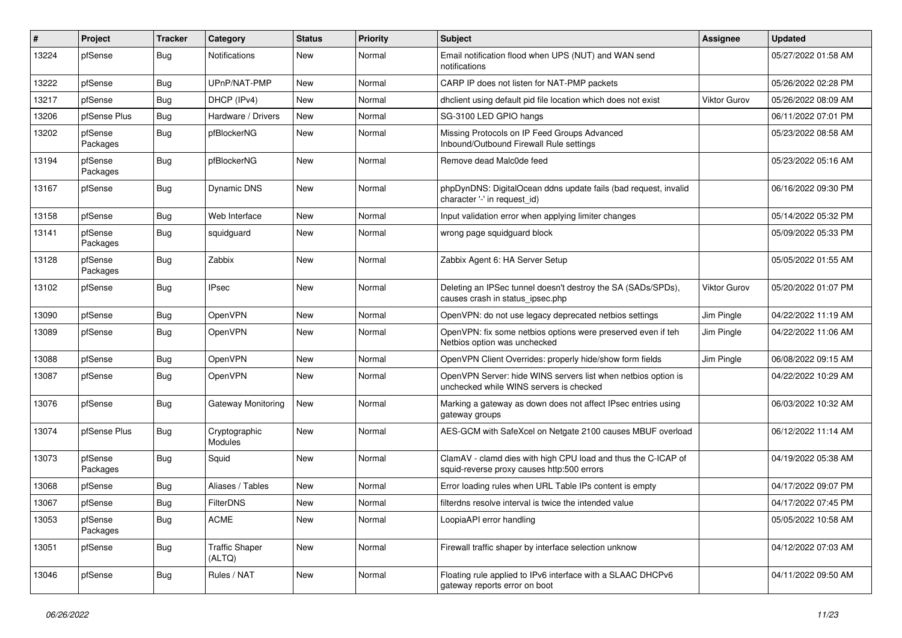| # | Project | Tracker | Category | Status | Priority | Subject | Assignee | Updated |
|---|---|---|---|---|---|---|---|---|
| 13224 | pfSense | Bug | Notifications | New | Normal | Email notification flood when UPS (NUT) and WAN send notifications | | 05/27/2022 01:58 AM |
| 13222 | pfSense | Bug | UPnP/NAT-PMP | New | Normal | CARP IP does not listen for NAT-PMP packets | | 05/26/2022 02:28 PM |
| 13217 | pfSense | Bug | DHCP (IPv4) | New | Normal | dhclient using default pid file location which does not exist | Viktor Gurov | 05/26/2022 08:09 AM |
| 13206 | pfSense Plus | Bug | Hardware / Drivers | New | Normal | SG-3100 LED GPIO hangs | | 06/11/2022 07:01 PM |
| 13202 | pfSense Packages | Bug | pfBlockerNG | New | Normal | Missing Protocols on IP Feed Groups Advanced Inbound/Outbound Firewall Rule settings | | 05/23/2022 08:58 AM |
| 13194 | pfSense Packages | Bug | pfBlockerNG | New | Normal | Remove dead Malc0de feed | | 05/23/2022 05:16 AM |
| 13167 | pfSense | Bug | Dynamic DNS | New | Normal | phpDynDNS: DigitalOcean ddns update fails (bad request, invalid character '-' in request_id) | | 06/16/2022 09:30 PM |
| 13158 | pfSense | Bug | Web Interface | New | Normal | Input validation error when applying limiter changes | | 05/14/2022 05:32 PM |
| 13141 | pfSense Packages | Bug | squidguard | New | Normal | wrong page squidguard block | | 05/09/2022 05:33 PM |
| 13128 | pfSense Packages | Bug | Zabbix | New | Normal | Zabbix Agent 6: HA Server Setup | | 05/05/2022 01:55 AM |
| 13102 | pfSense | Bug | IPsec | New | Normal | Deleting an IPSec tunnel doesn't destroy the SA (SADs/SPDs), causes crash in status_ipsec.php | Viktor Gurov | 05/20/2022 01:07 PM |
| 13090 | pfSense | Bug | OpenVPN | New | Normal | OpenVPN: do not use legacy deprecated netbios settings | Jim Pingle | 04/22/2022 11:19 AM |
| 13089 | pfSense | Bug | OpenVPN | New | Normal | OpenVPN: fix some netbios options were preserved even if teh Netbios option was unchecked | Jim Pingle | 04/22/2022 11:06 AM |
| 13088 | pfSense | Bug | OpenVPN | New | Normal | OpenVPN Client Overrides: properly hide/show form fields | Jim Pingle | 06/08/2022 09:15 AM |
| 13087 | pfSense | Bug | OpenVPN | New | Normal | OpenVPN Server: hide WINS servers list when netbios option is unchecked while WINS servers is checked | | 04/22/2022 10:29 AM |
| 13076 | pfSense | Bug | Gateway Monitoring | New | Normal | Marking a gateway as down does not affect IPsec entries using gateway groups | | 06/03/2022 10:32 AM |
| 13074 | pfSense Plus | Bug | Cryptographic Modules | New | Normal | AES-GCM with SafeXcel on Netgate 2100 causes MBUF overload | | 06/12/2022 11:14 AM |
| 13073 | pfSense Packages | Bug | Squid | New | Normal | ClamAV - clamd dies with high CPU load and thus the C-ICAP of squid-reverse proxy causes http:500 errors | | 04/19/2022 05:38 AM |
| 13068 | pfSense | Bug | Aliases / Tables | New | Normal | Error loading rules when URL Table IPs content is empty | | 04/17/2022 09:07 PM |
| 13067 | pfSense | Bug | FilterDNS | New | Normal | filterdns resolve interval is twice the intended value | | 04/17/2022 07:45 PM |
| 13053 | pfSense Packages | Bug | ACME | New | Normal | LoopiaAPI error handling | | 05/05/2022 10:58 AM |
| 13051 | pfSense | Bug | Traffic Shaper (ALTQ) | New | Normal | Firewall traffic shaper by interface selection unknow | | 04/12/2022 07:03 AM |
| 13046 | pfSense | Bug | Rules / NAT | New | Normal | Floating rule applied to IPv6 interface with a SLAAC DHCPv6 gateway reports error on boot | | 04/11/2022 09:50 AM |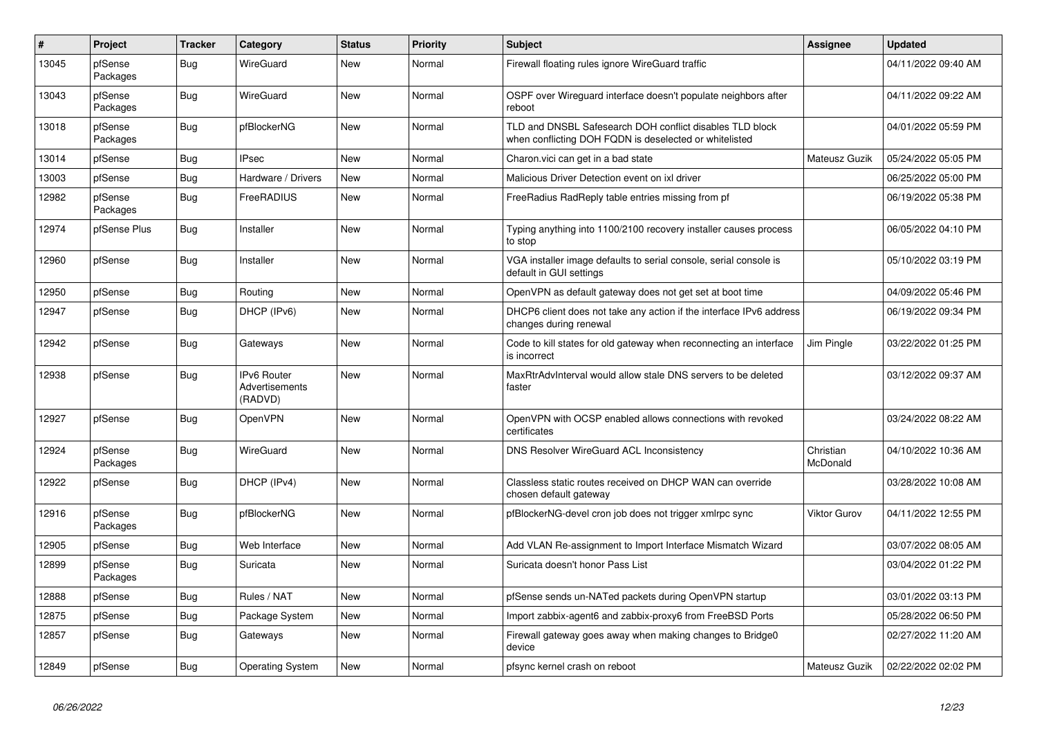| # | Project | Tracker | Category | Status | Priority | Subject | Assignee | Updated |
|---|---|---|---|---|---|---|---|---|
| 13045 | pfSense Packages | Bug | WireGuard | New | Normal | Firewall floating rules ignore WireGuard traffic | | 04/11/2022 09:40 AM |
| 13043 | pfSense Packages | Bug | WireGuard | New | Normal | OSPF over Wireguard interface doesn't populate neighbors after reboot | | 04/11/2022 09:22 AM |
| 13018 | pfSense Packages | Bug | pfBlockerNG | New | Normal | TLD and DNSBL Safesearch DOH conflict disables TLD block when conflicting DOH FQDN is deselected or whitelisted | | 04/01/2022 05:59 PM |
| 13014 | pfSense | Bug | IPsec | New | Normal | Charon.vici can get in a bad state | Mateusz Guzik | 05/24/2022 05:05 PM |
| 13003 | pfSense | Bug | Hardware / Drivers | New | Normal | Malicious Driver Detection event on ixl driver | | 06/25/2022 05:00 PM |
| 12982 | pfSense Packages | Bug | FreeRADIUS | New | Normal | FreeRadius RadReply table entries missing from pf | | 06/19/2022 05:38 PM |
| 12974 | pfSense Plus | Bug | Installer | New | Normal | Typing anything into 1100/2100 recovery installer causes process to stop | | 06/05/2022 04:10 PM |
| 12960 | pfSense | Bug | Installer | New | Normal | VGA installer image defaults to serial console, serial console is default in GUI settings | | 05/10/2022 03:19 PM |
| 12950 | pfSense | Bug | Routing | New | Normal | OpenVPN as default gateway does not get set at boot time | | 04/09/2022 05:46 PM |
| 12947 | pfSense | Bug | DHCP (IPv6) | New | Normal | DHCP6 client does not take any action if the interface IPv6 address changes during renewal | | 06/19/2022 09:34 PM |
| 12942 | pfSense | Bug | Gateways | New | Normal | Code to kill states for old gateway when reconnecting an interface is incorrect | Jim Pingle | 03/22/2022 01:25 PM |
| 12938 | pfSense | Bug | IPv6 Router Advertisements (RADVD) | New | Normal | MaxRtrAdvInterval would allow stale DNS servers to be deleted faster | | 03/12/2022 09:37 AM |
| 12927 | pfSense | Bug | OpenVPN | New | Normal | OpenVPN with OCSP enabled allows connections with revoked certificates | | 03/24/2022 08:22 AM |
| 12924 | pfSense Packages | Bug | WireGuard | New | Normal | DNS Resolver WireGuard ACL Inconsistency | Christian McDonald | 04/10/2022 10:36 AM |
| 12922 | pfSense | Bug | DHCP (IPv4) | New | Normal | Classless static routes received on DHCP WAN can override chosen default gateway | | 03/28/2022 10:08 AM |
| 12916 | pfSense Packages | Bug | pfBlockerNG | New | Normal | pfBlockerNG-devel cron job does not trigger xmlrpc sync | Viktor Gurov | 04/11/2022 12:55 PM |
| 12905 | pfSense | Bug | Web Interface | New | Normal | Add VLAN Re-assignment to Import Interface Mismatch Wizard | | 03/07/2022 08:05 AM |
| 12899 | pfSense Packages | Bug | Suricata | New | Normal | Suricata doesn't honor Pass List | | 03/04/2022 01:22 PM |
| 12888 | pfSense | Bug | Rules / NAT | New | Normal | pfSense sends un-NATed packets during OpenVPN startup | | 03/01/2022 03:13 PM |
| 12875 | pfSense | Bug | Package System | New | Normal | Import zabbix-agent6 and zabbix-proxy6 from FreeBSD Ports | | 05/28/2022 06:50 PM |
| 12857 | pfSense | Bug | Gateways | New | Normal | Firewall gateway goes away when making changes to Bridge0 device | | 02/27/2022 11:20 AM |
| 12849 | pfSense | Bug | Operating System | New | Normal | pfsync kernel crash on reboot | Mateusz Guzik | 02/22/2022 02:02 PM |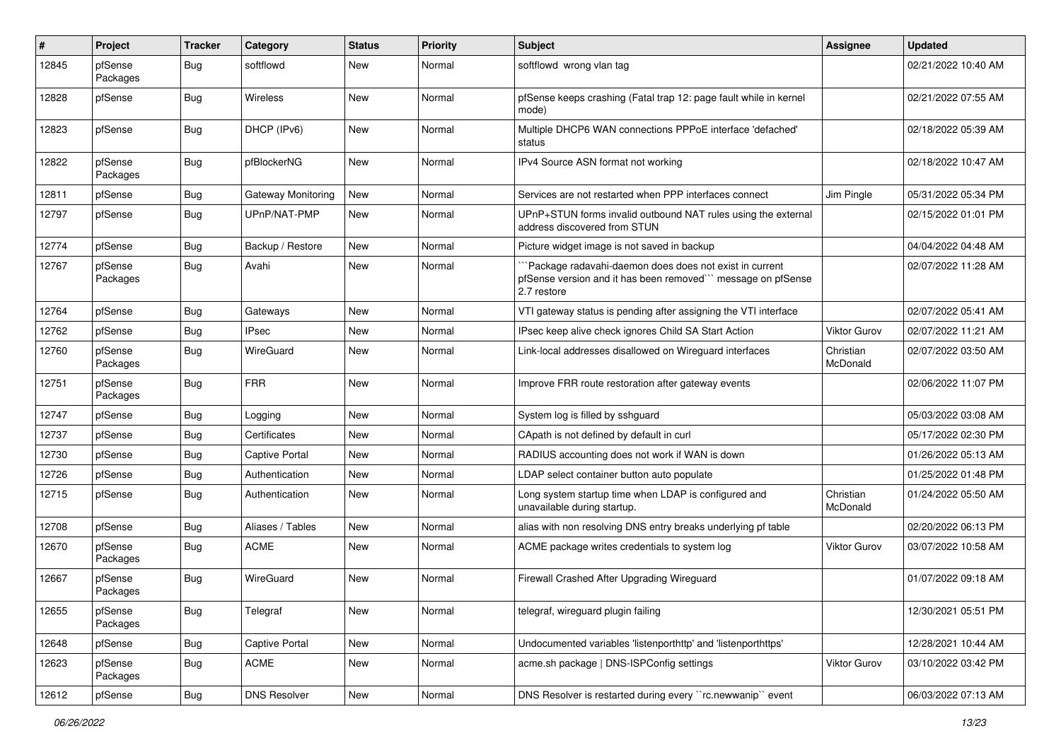| # | Project | Tracker | Category | Status | Priority | Subject | Assignee | Updated |
|---|---|---|---|---|---|---|---|---|
| 12845 | pfSense Packages | Bug | softflowd | New | Normal | softflowd wrong vlan tag | | 02/21/2022 10:40 AM |
| 12828 | pfSense | Bug | Wireless | New | Normal | pfSense keeps crashing (Fatal trap 12: page fault while in kernel mode) | | 02/21/2022 07:55 AM |
| 12823 | pfSense | Bug | DHCP (IPv6) | New | Normal | Multiple DHCP6 WAN connections PPPoE interface 'defached' status | | 02/18/2022 05:39 AM |
| 12822 | pfSense Packages | Bug | pfBlockerNG | New | Normal | IPv4 Source ASN format not working | | 02/18/2022 10:47 AM |
| 12811 | pfSense | Bug | Gateway Monitoring | New | Normal | Services are not restarted when PPP interfaces connect | Jim Pingle | 05/31/2022 05:34 PM |
| 12797 | pfSense | Bug | UPnP/NAT-PMP | New | Normal | UPnP+STUN forms invalid outbound NAT rules using the external address discovered from STUN | | 02/15/2022 01:01 PM |
| 12774 | pfSense | Bug | Backup / Restore | New | Normal | Picture widget image is not saved in backup | | 04/04/2022 04:48 AM |
| 12767 | pfSense Packages | Bug | Avahi | New | Normal | ```Package radavahi-daemon does does not exist in current pfSense version and it has been removed``` message on pfSense 2.7 restore | | 02/07/2022 11:28 AM |
| 12764 | pfSense | Bug | Gateways | New | Normal | VTI gateway status is pending after assigning the VTI interface | | 02/07/2022 05:41 AM |
| 12762 | pfSense | Bug | IPsec | New | Normal | IPsec keep alive check ignores Child SA Start Action | Viktor Gurov | 02/07/2022 11:21 AM |
| 12760 | pfSense Packages | Bug | WireGuard | New | Normal | Link-local addresses disallowed on Wireguard interfaces | Christian McDonald | 02/07/2022 03:50 AM |
| 12751 | pfSense Packages | Bug | FRR | New | Normal | Improve FRR route restoration after gateway events | | 02/06/2022 11:07 PM |
| 12747 | pfSense | Bug | Logging | New | Normal | System log is filled by sshguard | | 05/03/2022 03:08 AM |
| 12737 | pfSense | Bug | Certificates | New | Normal | CApath is not defined by default in curl | | 05/17/2022 02:30 PM |
| 12730 | pfSense | Bug | Captive Portal | New | Normal | RADIUS accounting does not work if WAN is down | | 01/26/2022 05:13 AM |
| 12726 | pfSense | Bug | Authentication | New | Normal | LDAP select container button auto populate | | 01/25/2022 01:48 PM |
| 12715 | pfSense | Bug | Authentication | New | Normal | Long system startup time when LDAP is configured and unavailable during startup. | Christian McDonald | 01/24/2022 05:50 AM |
| 12708 | pfSense | Bug | Aliases / Tables | New | Normal | alias with non resolving DNS entry breaks underlying pf table | | 02/20/2022 06:13 PM |
| 12670 | pfSense Packages | Bug | ACME | New | Normal | ACME package writes credentials to system log | Viktor Gurov | 03/07/2022 10:58 AM |
| 12667 | pfSense Packages | Bug | WireGuard | New | Normal | Firewall Crashed After Upgrading Wireguard | | 01/07/2022 09:18 AM |
| 12655 | pfSense Packages | Bug | Telegraf | New | Normal | telegraf, wireguard plugin failing | | 12/30/2021 05:51 PM |
| 12648 | pfSense | Bug | Captive Portal | New | Normal | Undocumented variables 'listenporthttp' and 'listenporthttps' | | 12/28/2021 10:44 AM |
| 12623 | pfSense Packages | Bug | ACME | New | Normal | acme.sh package \| DNS-ISPConfig settings | Viktor Gurov | 03/10/2022 03:42 PM |
| 12612 | pfSense | Bug | DNS Resolver | New | Normal | DNS Resolver is restarted during every ``rc.newwanip`` event | | 06/03/2022 07:13 AM |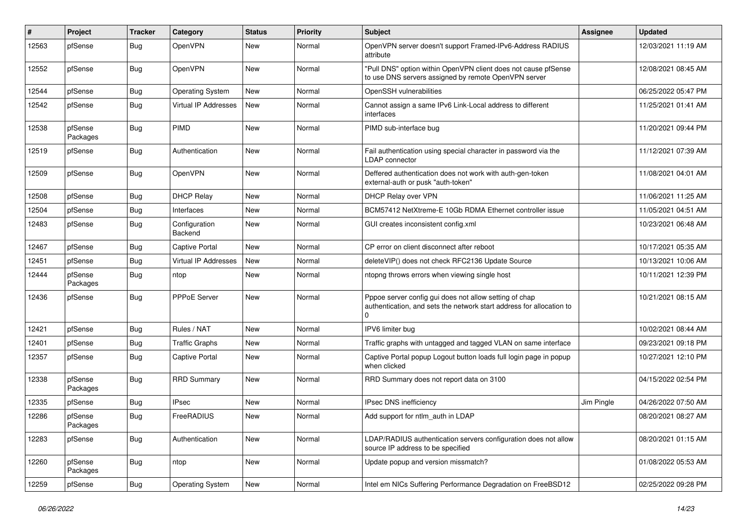| # | Project | Tracker | Category | Status | Priority | Subject | Assignee | Updated |
|---|---|---|---|---|---|---|---|---|
| 12563 | pfSense | Bug | OpenVPN | New | Normal | OpenVPN server doesn't support Framed-IPv6-Address RADIUS attribute | | 12/03/2021 11:19 AM |
| 12552 | pfSense | Bug | OpenVPN | New | Normal | "Pull DNS" option within OpenVPN client does not cause pfSense to use DNS servers assigned by remote OpenVPN server | | 12/08/2021 08:45 AM |
| 12544 | pfSense | Bug | Operating System | New | Normal | OpenSSH vulnerabilities | | 06/25/2022 05:47 PM |
| 12542 | pfSense | Bug | Virtual IP Addresses | New | Normal | Cannot assign a same IPv6 Link-Local address to different interfaces | | 11/25/2021 01:41 AM |
| 12538 | pfSense Packages | Bug | PIMD | New | Normal | PIMD sub-interface bug | | 11/20/2021 09:44 PM |
| 12519 | pfSense | Bug | Authentication | New | Normal | Fail authentication using special character in password via the LDAP connector | | 11/12/2021 07:39 AM |
| 12509 | pfSense | Bug | OpenVPN | New | Normal | Deffered authentication does not work with auth-gen-token external-auth or pusk "auth-token" | | 11/08/2021 04:01 AM |
| 12508 | pfSense | Bug | DHCP Relay | New | Normal | DHCP Relay over VPN | | 11/06/2021 11:25 AM |
| 12504 | pfSense | Bug | Interfaces | New | Normal | BCM57412 NetXtreme-E 10Gb RDMA Ethernet controller issue | | 11/05/2021 04:51 AM |
| 12483 | pfSense | Bug | Configuration Backend | New | Normal | GUI creates inconsistent config.xml | | 10/23/2021 06:48 AM |
| 12467 | pfSense | Bug | Captive Portal | New | Normal | CP error on client disconnect after reboot | | 10/17/2021 05:35 AM |
| 12451 | pfSense | Bug | Virtual IP Addresses | New | Normal | deleteVIP() does not check RFC2136 Update Source | | 10/13/2021 10:06 AM |
| 12444 | pfSense Packages | Bug | ntop | New | Normal | ntopng throws errors when viewing single host | | 10/11/2021 12:39 PM |
| 12436 | pfSense | Bug | PPPoE Server | New | Normal | Pppoe server config gui does not allow setting of chap authentication, and sets the network start address for allocation to 0 | | 10/21/2021 08:15 AM |
| 12421 | pfSense | Bug | Rules / NAT | New | Normal | IPV6 limiter bug | | 10/02/2021 08:44 AM |
| 12401 | pfSense | Bug | Traffic Graphs | New | Normal | Traffic graphs with untagged and tagged VLAN on same interface | | 09/23/2021 09:18 PM |
| 12357 | pfSense | Bug | Captive Portal | New | Normal | Captive Portal popup Logout button loads full login page in popup when clicked | | 10/27/2021 12:10 PM |
| 12338 | pfSense Packages | Bug | RRD Summary | New | Normal | RRD Summary does not report data on 3100 | | 04/15/2022 02:54 PM |
| 12335 | pfSense | Bug | IPsec | New | Normal | IPsec DNS inefficiency | Jim Pingle | 04/26/2022 07:50 AM |
| 12286 | pfSense Packages | Bug | FreeRADIUS | New | Normal | Add support for ntlm_auth in LDAP | | 08/20/2021 08:27 AM |
| 12283 | pfSense | Bug | Authentication | New | Normal | LDAP/RADIUS authentication servers configuration does not allow source IP address to be specified | | 08/20/2021 01:15 AM |
| 12260 | pfSense Packages | Bug | ntop | New | Normal | Update popup and version missmatch? | | 01/08/2022 05:53 AM |
| 12259 | pfSense | Bug | Operating System | New | Normal | Intel em NICs Suffering Performance Degradation on FreeBSD12 | | 02/25/2022 09:28 PM |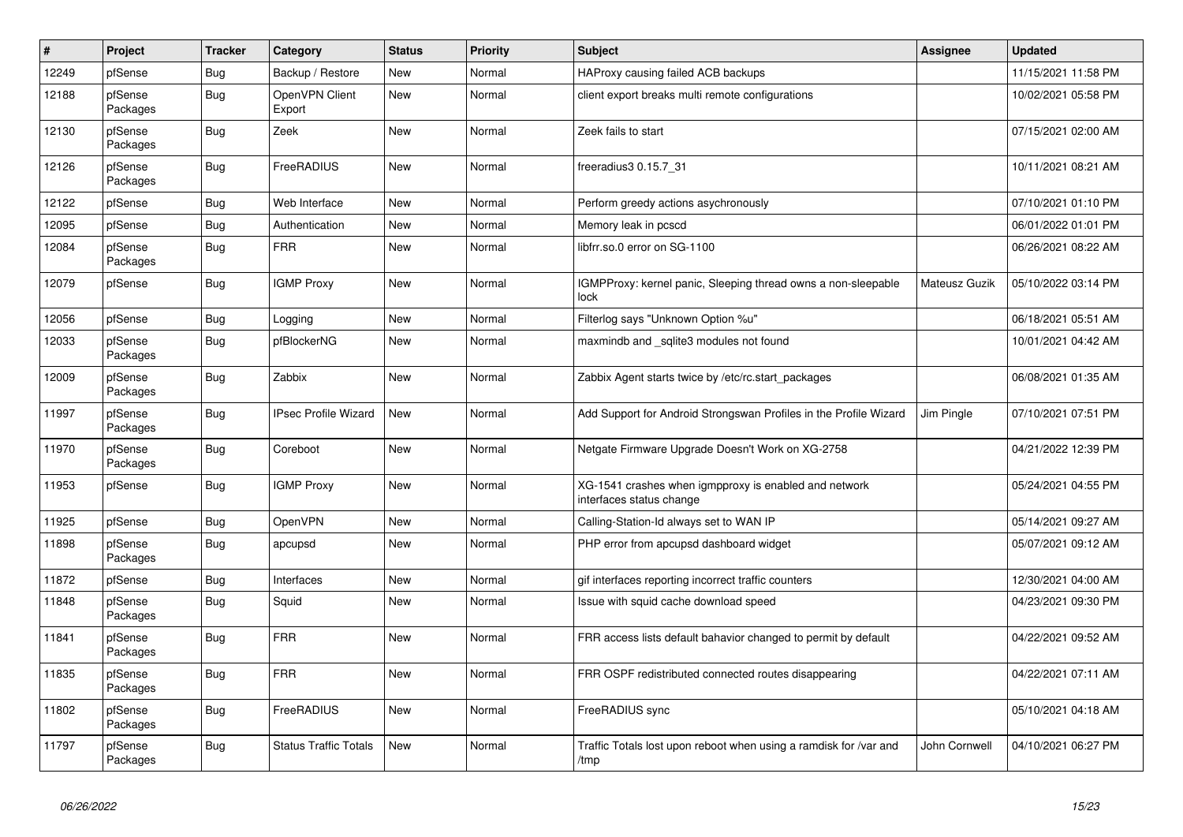| # | Project | Tracker | Category | Status | Priority | Subject | Assignee | Updated |
|---|---|---|---|---|---|---|---|---|
| 12249 | pfSense | Bug | Backup / Restore | New | Normal | HAProxy causing failed ACB backups | | 11/15/2021 11:58 PM |
| 12188 | pfSense Packages | Bug | OpenVPN Client Export | New | Normal | client export breaks multi remote configurations | | 10/02/2021 05:58 PM |
| 12130 | pfSense Packages | Bug | Zeek | New | Normal | Zeek fails to start | | 07/15/2021 02:00 AM |
| 12126 | pfSense Packages | Bug | FreeRADIUS | New | Normal | freeradius3 0.15.7_31 | | 10/11/2021 08:21 AM |
| 12122 | pfSense | Bug | Web Interface | New | Normal | Perform greedy actions asychronously | | 07/10/2021 01:10 PM |
| 12095 | pfSense | Bug | Authentication | New | Normal | Memory leak in pcscd | | 06/01/2022 01:01 PM |
| 12084 | pfSense Packages | Bug | FRR | New | Normal | libfrr.so.0 error on SG-1100 | | 06/26/2021 08:22 AM |
| 12079 | pfSense | Bug | IGMP Proxy | New | Normal | IGMPProxy: kernel panic, Sleeping thread owns a non-sleepable lock | Mateusz Guzik | 05/10/2022 03:14 PM |
| 12056 | pfSense | Bug | Logging | New | Normal | Filterlog says "Unknown Option %u" | | 06/18/2021 05:51 AM |
| 12033 | pfSense Packages | Bug | pfBlockerNG | New | Normal | maxmindb and _sqlite3 modules not found | | 10/01/2021 04:42 AM |
| 12009 | pfSense Packages | Bug | Zabbix | New | Normal | Zabbix Agent starts twice by /etc/rc.start_packages | | 06/08/2021 01:35 AM |
| 11997 | pfSense Packages | Bug | IPsec Profile Wizard | New | Normal | Add Support for Android Strongswan Profiles in the Profile Wizard | Jim Pingle | 07/10/2021 07:51 PM |
| 11970 | pfSense Packages | Bug | Coreboot | New | Normal | Netgate Firmware Upgrade Doesn't Work on XG-2758 | | 04/21/2022 12:39 PM |
| 11953 | pfSense | Bug | IGMP Proxy | New | Normal | XG-1541 crashes when igmpproxy is enabled and network interfaces status change | | 05/24/2021 04:55 PM |
| 11925 | pfSense | Bug | OpenVPN | New | Normal | Calling-Station-Id always set to WAN IP | | 05/14/2021 09:27 AM |
| 11898 | pfSense Packages | Bug | apcupsd | New | Normal | PHP error from apcupsd dashboard widget | | 05/07/2021 09:12 AM |
| 11872 | pfSense | Bug | Interfaces | New | Normal | gif interfaces reporting incorrect traffic counters | | 12/30/2021 04:00 AM |
| 11848 | pfSense Packages | Bug | Squid | New | Normal | Issue with squid cache download speed | | 04/23/2021 09:30 PM |
| 11841 | pfSense Packages | Bug | FRR | New | Normal | FRR access lists default bahavior changed to permit by default | | 04/22/2021 09:52 AM |
| 11835 | pfSense Packages | Bug | FRR | New | Normal | FRR OSPF redistributed connected routes disappearing | | 04/22/2021 07:11 AM |
| 11802 | pfSense Packages | Bug | FreeRADIUS | New | Normal | FreeRADIUS sync | | 05/10/2021 04:18 AM |
| 11797 | pfSense Packages | Bug | Status Traffic Totals | New | Normal | Traffic Totals lost upon reboot when using a ramdisk for /var and /tmp | John Cornwell | 04/10/2021 06:27 PM |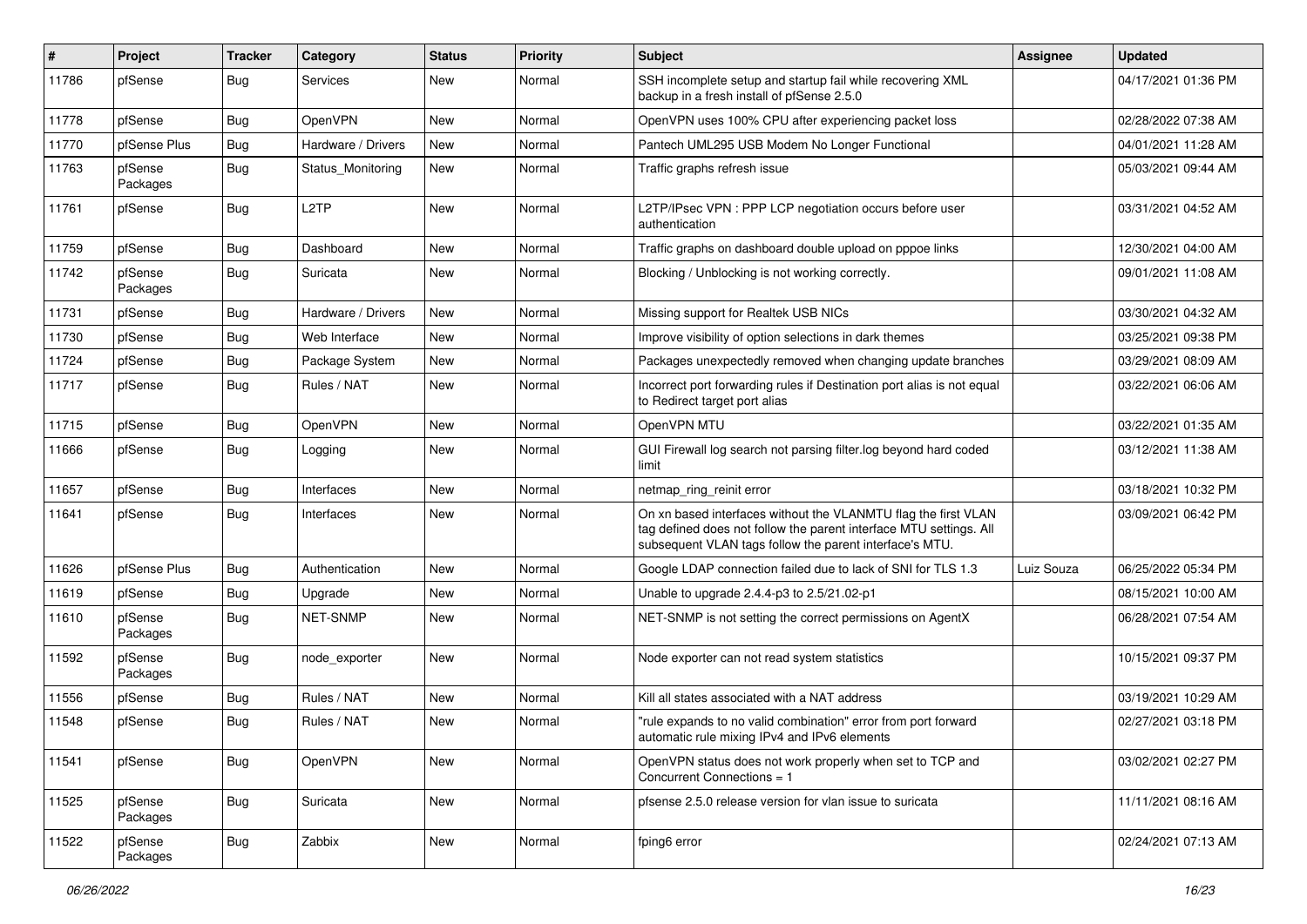| # | Project | Tracker | Category | Status | Priority | Subject | Assignee | Updated |
|---|---|---|---|---|---|---|---|---|
| 11786 | pfSense | Bug | Services | New | Normal | SSH incomplete setup and startup fail while recovering XML backup in a fresh install of pfSense 2.5.0 | | 04/17/2021 01:36 PM |
| 11778 | pfSense | Bug | OpenVPN | New | Normal | OpenVPN uses 100% CPU after experiencing packet loss | | 02/28/2022 07:38 AM |
| 11770 | pfSense Plus | Bug | Hardware / Drivers | New | Normal | Pantech UML295 USB Modem No Longer Functional | | 04/01/2021 11:28 AM |
| 11763 | pfSense Packages | Bug | Status_Monitoring | New | Normal | Traffic graphs refresh issue | | 05/03/2021 09:44 AM |
| 11761 | pfSense | Bug | L2TP | New | Normal | L2TP/IPsec VPN : PPP LCP negotiation occurs before user authentication | | 03/31/2021 04:52 AM |
| 11759 | pfSense | Bug | Dashboard | New | Normal | Traffic graphs on dashboard double upload on pppoe links | | 12/30/2021 04:00 AM |
| 11742 | pfSense Packages | Bug | Suricata | New | Normal | Blocking / Unblocking is not working correctly. | | 09/01/2021 11:08 AM |
| 11731 | pfSense | Bug | Hardware / Drivers | New | Normal | Missing support for Realtek USB NICs | | 03/30/2021 04:32 AM |
| 11730 | pfSense | Bug | Web Interface | New | Normal | Improve visibility of option selections in dark themes | | 03/25/2021 09:38 PM |
| 11724 | pfSense | Bug | Package System | New | Normal | Packages unexpectedly removed when changing update branches | | 03/29/2021 08:09 AM |
| 11717 | pfSense | Bug | Rules / NAT | New | Normal | Incorrect port forwarding rules if Destination port alias is not equal to Redirect target port alias | | 03/22/2021 06:06 AM |
| 11715 | pfSense | Bug | OpenVPN | New | Normal | OpenVPN MTU | | 03/22/2021 01:35 AM |
| 11666 | pfSense | Bug | Logging | New | Normal | GUI Firewall log search not parsing filter.log beyond hard coded limit | | 03/12/2021 11:38 AM |
| 11657 | pfSense | Bug | Interfaces | New | Normal | netmap_ring_reinit error | | 03/18/2021 10:32 PM |
| 11641 | pfSense | Bug | Interfaces | New | Normal | On xn based interfaces without the VLANMTU flag the first VLAN tag defined does not follow the parent interface MTU settings. All subsequent VLAN tags follow the parent interface's MTU. | | 03/09/2021 06:42 PM |
| 11626 | pfSense Plus | Bug | Authentication | New | Normal | Google LDAP connection failed due to lack of SNI for TLS 1.3 | Luiz Souza | 06/25/2022 05:34 PM |
| 11619 | pfSense | Bug | Upgrade | New | Normal | Unable to upgrade 2.4.4-p3 to 2.5/21.02-p1 | | 08/15/2021 10:00 AM |
| 11610 | pfSense Packages | Bug | NET-SNMP | New | Normal | NET-SNMP is not setting the correct permissions on AgentX | | 06/28/2021 07:54 AM |
| 11592 | pfSense Packages | Bug | node_exporter | New | Normal | Node exporter can not read system statistics | | 10/15/2021 09:37 PM |
| 11556 | pfSense | Bug | Rules / NAT | New | Normal | Kill all states associated with a NAT address | | 03/19/2021 10:29 AM |
| 11548 | pfSense | Bug | Rules / NAT | New | Normal | "rule expands to no valid combination" error from port forward automatic rule mixing IPv4 and IPv6 elements | | 02/27/2021 03:18 PM |
| 11541 | pfSense | Bug | OpenVPN | New | Normal | OpenVPN status does not work properly when set to TCP and Concurrent Connections = 1 | | 03/02/2021 02:27 PM |
| 11525 | pfSense Packages | Bug | Suricata | New | Normal | pfsense 2.5.0 release version for vlan issue to suricata | | 11/11/2021 08:16 AM |
| 11522 | pfSense Packages | Bug | Zabbix | New | Normal | fping6 error | | 02/24/2021 07:13 AM |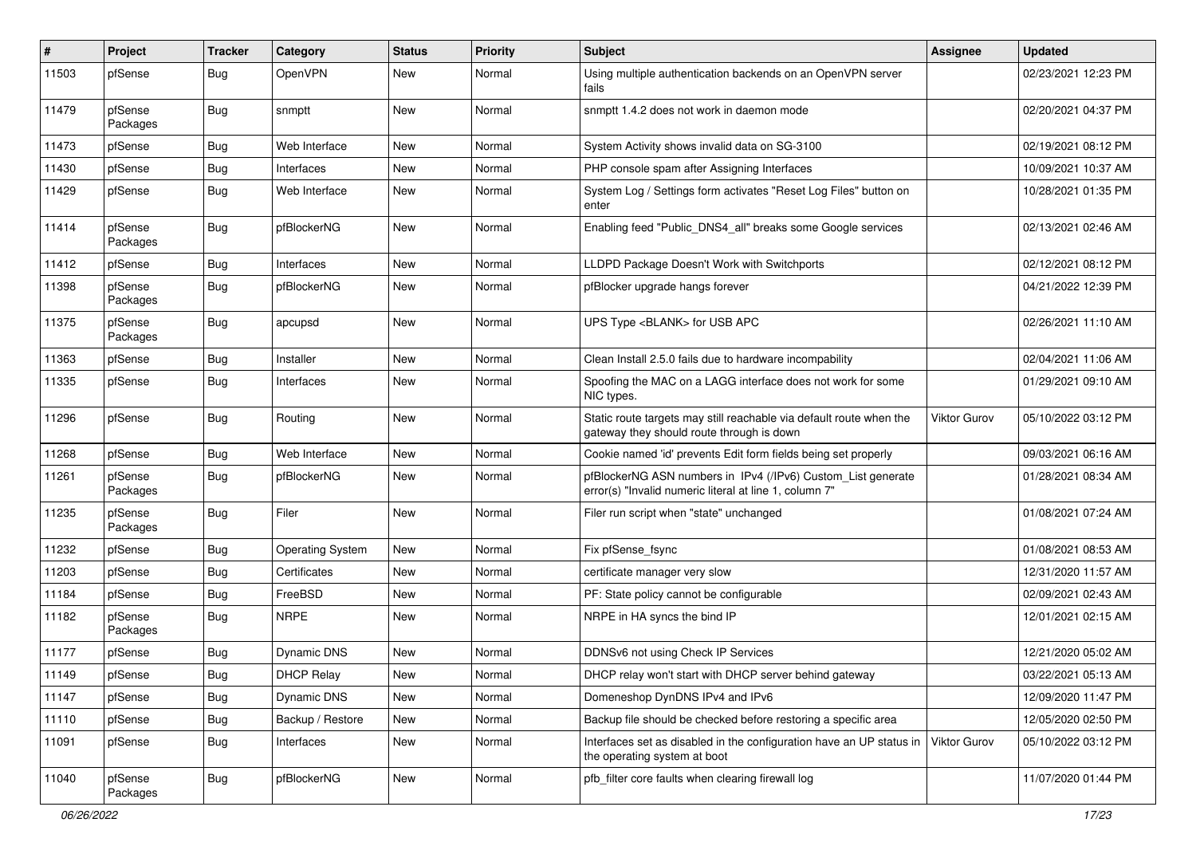| # | Project | Tracker | Category | Status | Priority | Subject | Assignee | Updated |
|---|---|---|---|---|---|---|---|---|
| 11503 | pfSense | Bug | OpenVPN | New | Normal | Using multiple authentication backends on an OpenVPN server fails | | 02/23/2021 12:23 PM |
| 11479 | pfSense Packages | Bug | snmptt | New | Normal | snmptt 1.4.2 does not work in daemon mode | | 02/20/2021 04:37 PM |
| 11473 | pfSense | Bug | Web Interface | New | Normal | System Activity shows invalid data on SG-3100 | | 02/19/2021 08:12 PM |
| 11430 | pfSense | Bug | Interfaces | New | Normal | PHP console spam after Assigning Interfaces | | 10/09/2021 10:37 AM |
| 11429 | pfSense | Bug | Web Interface | New | Normal | System Log / Settings form activates "Reset Log Files" button on enter | | 10/28/2021 01:35 PM |
| 11414 | pfSense Packages | Bug | pfBlockerNG | New | Normal | Enabling feed "Public_DNS4_all" breaks some Google services | | 02/13/2021 02:46 AM |
| 11412 | pfSense | Bug | Interfaces | New | Normal | LLDPD Package Doesn't Work with Switchports | | 02/12/2021 08:12 PM |
| 11398 | pfSense Packages | Bug | pfBlockerNG | New | Normal | pfBlocker upgrade hangs forever | | 04/21/2022 12:39 PM |
| 11375 | pfSense Packages | Bug | apcupsd | New | Normal | UPS Type <BLANK> for USB APC | | 02/26/2021 11:10 AM |
| 11363 | pfSense | Bug | Installer | New | Normal | Clean Install 2.5.0 fails due to hardware incompability | | 02/04/2021 11:06 AM |
| 11335 | pfSense | Bug | Interfaces | New | Normal | Spoofing the MAC on a LAGG interface does not work for some NIC types. | | 01/29/2021 09:10 AM |
| 11296 | pfSense | Bug | Routing | New | Normal | Static route targets may still reachable via default route when the gateway they should route through is down | Viktor Gurov | 05/10/2022 03:12 PM |
| 11268 | pfSense | Bug | Web Interface | New | Normal | Cookie named 'id' prevents Edit form fields being set properly | | 09/03/2021 06:16 AM |
| 11261 | pfSense Packages | Bug | pfBlockerNG | New | Normal | pfBlockerNG ASN numbers in IPv4 (/IPv6) Custom_List generate error(s) "Invalid numeric literal at line 1, column 7" | | 01/28/2021 08:34 AM |
| 11235 | pfSense Packages | Bug | Filer | New | Normal | Filer run script when "state" unchanged | | 01/08/2021 07:24 AM |
| 11232 | pfSense | Bug | Operating System | New | Normal | Fix pfSense_fsync | | 01/08/2021 08:53 AM |
| 11203 | pfSense | Bug | Certificates | New | Normal | certificate manager very slow | | 12/31/2020 11:57 AM |
| 11184 | pfSense | Bug | FreeBSD | New | Normal | PF: State policy cannot be configurable | | 02/09/2021 02:43 AM |
| 11182 | pfSense Packages | Bug | NRPE | New | Normal | NRPE in HA syncs the bind IP | | 12/01/2021 02:15 AM |
| 11177 | pfSense | Bug | Dynamic DNS | New | Normal | DDNSv6 not using Check IP Services | | 12/21/2020 05:02 AM |
| 11149 | pfSense | Bug | DHCP Relay | New | Normal | DHCP relay won't start with DHCP server behind gateway | | 03/22/2021 05:13 AM |
| 11147 | pfSense | Bug | Dynamic DNS | New | Normal | Domeneshop DynDNS IPv4 and IPv6 | | 12/09/2020 11:47 PM |
| 11110 | pfSense | Bug | Backup / Restore | New | Normal | Backup file should be checked before restoring a specific area | | 12/05/2020 02:50 PM |
| 11091 | pfSense | Bug | Interfaces | New | Normal | Interfaces set as disabled in the configuration have an UP status in the operating system at boot | Viktor Gurov | 05/10/2022 03:12 PM |
| 11040 | pfSense Packages | Bug | pfBlockerNG | New | Normal | pfb_filter core faults when clearing firewall log | | 11/07/2020 01:44 PM |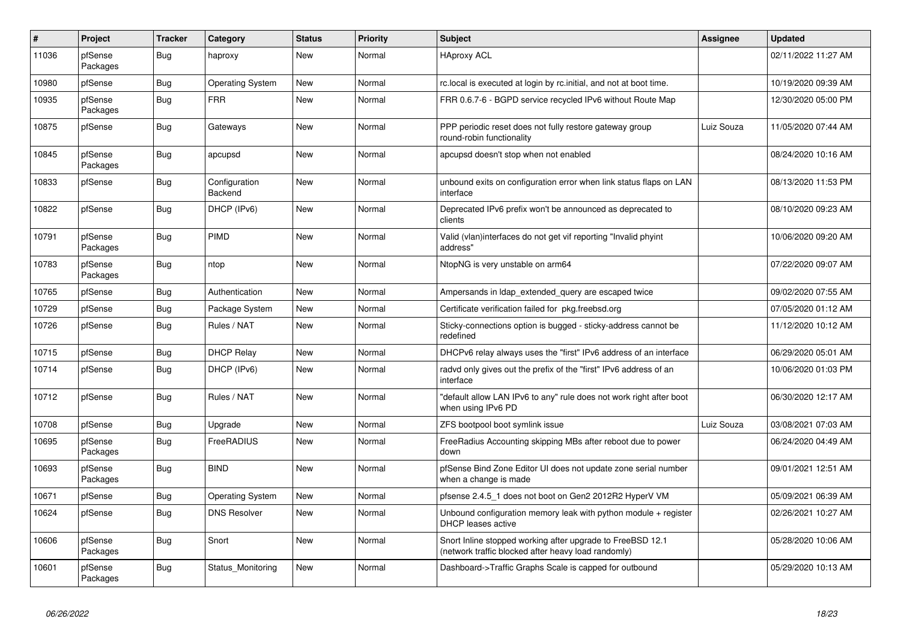| # | Project | Tracker | Category | Status | Priority | Subject | Assignee | Updated |
|---|---|---|---|---|---|---|---|---|
| 11036 | pfSense Packages | Bug | haproxy | New | Normal | HAproxy ACL | | 02/11/2022 11:27 AM |
| 10980 | pfSense | Bug | Operating System | New | Normal | rc.local is executed at login by rc.initial, and not at boot time. | | 10/19/2020 09:39 AM |
| 10935 | pfSense Packages | Bug | FRR | New | Normal | FRR 0.6.7-6 - BGPD service recycled IPv6 without Route Map | | 12/30/2020 05:00 PM |
| 10875 | pfSense | Bug | Gateways | New | Normal | PPP periodic reset does not fully restore gateway group round-robin functionality | Luiz Souza | 11/05/2020 07:44 AM |
| 10845 | pfSense Packages | Bug | apcupsd | New | Normal | apcupsd doesn't stop when not enabled | | 08/24/2020 10:16 AM |
| 10833 | pfSense | Bug | Configuration Backend | New | Normal | unbound exits on configuration error when link status flaps on LAN interface | | 08/13/2020 11:53 PM |
| 10822 | pfSense | Bug | DHCP (IPv6) | New | Normal | Deprecated IPv6 prefix won't be announced as deprecated to clients | | 08/10/2020 09:23 AM |
| 10791 | pfSense Packages | Bug | PIMD | New | Normal | Valid (vlan)interfaces do not get vif reporting "Invalid phyint address" | | 10/06/2020 09:20 AM |
| 10783 | pfSense Packages | Bug | ntop | New | Normal | NtopNG is very unstable on arm64 | | 07/22/2020 09:07 AM |
| 10765 | pfSense | Bug | Authentication | New | Normal | Ampersands in ldap_extended_query are escaped twice | | 09/02/2020 07:55 AM |
| 10729 | pfSense | Bug | Package System | New | Normal | Certificate verification failed for pkg.freebsd.org | | 07/05/2020 01:12 AM |
| 10726 | pfSense | Bug | Rules / NAT | New | Normal | Sticky-connections option is bugged - sticky-address cannot be redefined | | 11/12/2020 10:12 AM |
| 10715 | pfSense | Bug | DHCP Relay | New | Normal | DHCPv6 relay always uses the "first" IPv6 address of an interface | | 06/29/2020 05:01 AM |
| 10714 | pfSense | Bug | DHCP (IPv6) | New | Normal | radvd only gives out the prefix of the "first" IPv6 address of an interface | | 10/06/2020 01:03 PM |
| 10712 | pfSense | Bug | Rules / NAT | New | Normal | "default allow LAN IPv6 to any" rule does not work right after boot when using IPv6 PD | | 06/30/2020 12:17 AM |
| 10708 | pfSense | Bug | Upgrade | New | Normal | ZFS bootpool boot symlink issue | Luiz Souza | 03/08/2021 07:03 AM |
| 10695 | pfSense Packages | Bug | FreeRADIUS | New | Normal | FreeRadius Accounting skipping MBs after reboot due to power down | | 06/24/2020 04:49 AM |
| 10693 | pfSense Packages | Bug | BIND | New | Normal | pfSense Bind Zone Editor UI does not update zone serial number when a change is made | | 09/01/2021 12:51 AM |
| 10671 | pfSense | Bug | Operating System | New | Normal | pfsense 2.4.5_1 does not boot on Gen2 2012R2 HyperV VM | | 05/09/2021 06:39 AM |
| 10624 | pfSense | Bug | DNS Resolver | New | Normal | Unbound configuration memory leak with python module + register DHCP leases active | | 02/26/2021 10:27 AM |
| 10606 | pfSense Packages | Bug | Snort | New | Normal | Snort Inline stopped working after upgrade to FreeBSD 12.1 (network traffic blocked after heavy load randomly) | | 05/28/2020 10:06 AM |
| 10601 | pfSense Packages | Bug | Status_Monitoring | New | Normal | Dashboard->Traffic Graphs Scale is capped for outbound | | 05/29/2020 10:13 AM |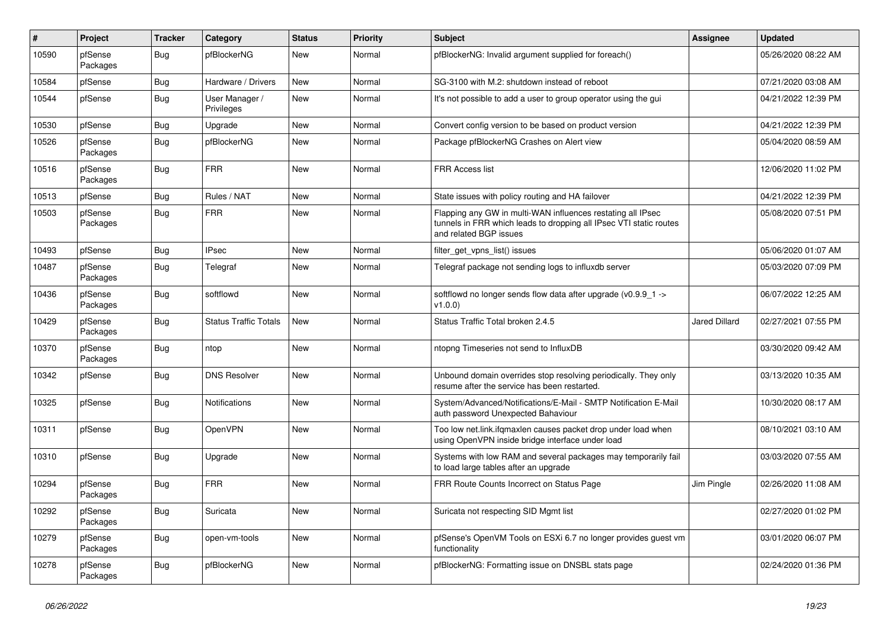| # | Project | Tracker | Category | Status | Priority | Subject | Assignee | Updated |
|---|---|---|---|---|---|---|---|---|
| 10590 | pfSense Packages | Bug | pfBlockerNG | New | Normal | pfBlockerNG: Invalid argument supplied for foreach() | | 05/26/2020 08:22 AM |
| 10584 | pfSense | Bug | Hardware / Drivers | New | Normal | SG-3100 with M.2: shutdown instead of reboot | | 07/21/2020 03:08 AM |
| 10544 | pfSense | Bug | User Manager / Privileges | New | Normal | It's not possible to add a user to group operator using the gui | | 04/21/2022 12:39 PM |
| 10530 | pfSense | Bug | Upgrade | New | Normal | Convert config version to be based on product version | | 04/21/2022 12:39 PM |
| 10526 | pfSense Packages | Bug | pfBlockerNG | New | Normal | Package pfBlockerNG Crashes on Alert view | | 05/04/2020 08:59 AM |
| 10516 | pfSense Packages | Bug | FRR | New | Normal | FRR Access list | | 12/06/2020 11:02 PM |
| 10513 | pfSense | Bug | Rules / NAT | New | Normal | State issues with policy routing and HA failover | | 04/21/2022 12:39 PM |
| 10503 | pfSense Packages | Bug | FRR | New | Normal | Flapping any GW in multi-WAN influences restating all IPsec tunnels in FRR which leads to dropping all IPsec VTI static routes and related BGP issues | | 05/08/2020 07:51 PM |
| 10493 | pfSense | Bug | IPsec | New | Normal | filter_get_vpns_list() issues | | 05/06/2020 01:07 AM |
| 10487 | pfSense Packages | Bug | Telegraf | New | Normal | Telegraf package not sending logs to influxdb server | | 05/03/2020 07:09 PM |
| 10436 | pfSense Packages | Bug | softflowd | New | Normal | softflowd no longer sends flow data after upgrade (v0.9.9_1 -> v1.0.0) | | 06/07/2022 12:25 AM |
| 10429 | pfSense Packages | Bug | Status Traffic Totals | New | Normal | Status Traffic Total broken 2.4.5 | Jared Dillard | 02/27/2021 07:55 PM |
| 10370 | pfSense Packages | Bug | ntop | New | Normal | ntopng Timeseries not send to InfluxDB | | 03/30/2020 09:42 AM |
| 10342 | pfSense | Bug | DNS Resolver | New | Normal | Unbound domain overrides stop resolving periodically. They only resume after the service has been restarted. | | 03/13/2020 10:35 AM |
| 10325 | pfSense | Bug | Notifications | New | Normal | System/Advanced/Notifications/E-Mail - SMTP Notification E-Mail auth password Unexpected Bahaviour | | 10/30/2020 08:17 AM |
| 10311 | pfSense | Bug | OpenVPN | New | Normal | Too low net.link.ifqmaxlen causes packet drop under load when using OpenVPN inside bridge interface under load | | 08/10/2021 03:10 AM |
| 10310 | pfSense | Bug | Upgrade | New | Normal | Systems with low RAM and several packages may temporarily fail to load large tables after an upgrade | | 03/03/2020 07:55 AM |
| 10294 | pfSense Packages | Bug | FRR | New | Normal | FRR Route Counts Incorrect on Status Page | Jim Pingle | 02/26/2020 11:08 AM |
| 10292 | pfSense Packages | Bug | Suricata | New | Normal | Suricata not respecting SID Mgmt list | | 02/27/2020 01:02 PM |
| 10279 | pfSense Packages | Bug | open-vm-tools | New | Normal | pfSense's OpenVM Tools on ESXi 6.7 no longer provides guest vm functionality | | 03/01/2020 06:07 PM |
| 10278 | pfSense Packages | Bug | pfBlockerNG | New | Normal | pfBlockerNG: Formatting issue on DNSBL stats page | | 02/24/2020 01:36 PM |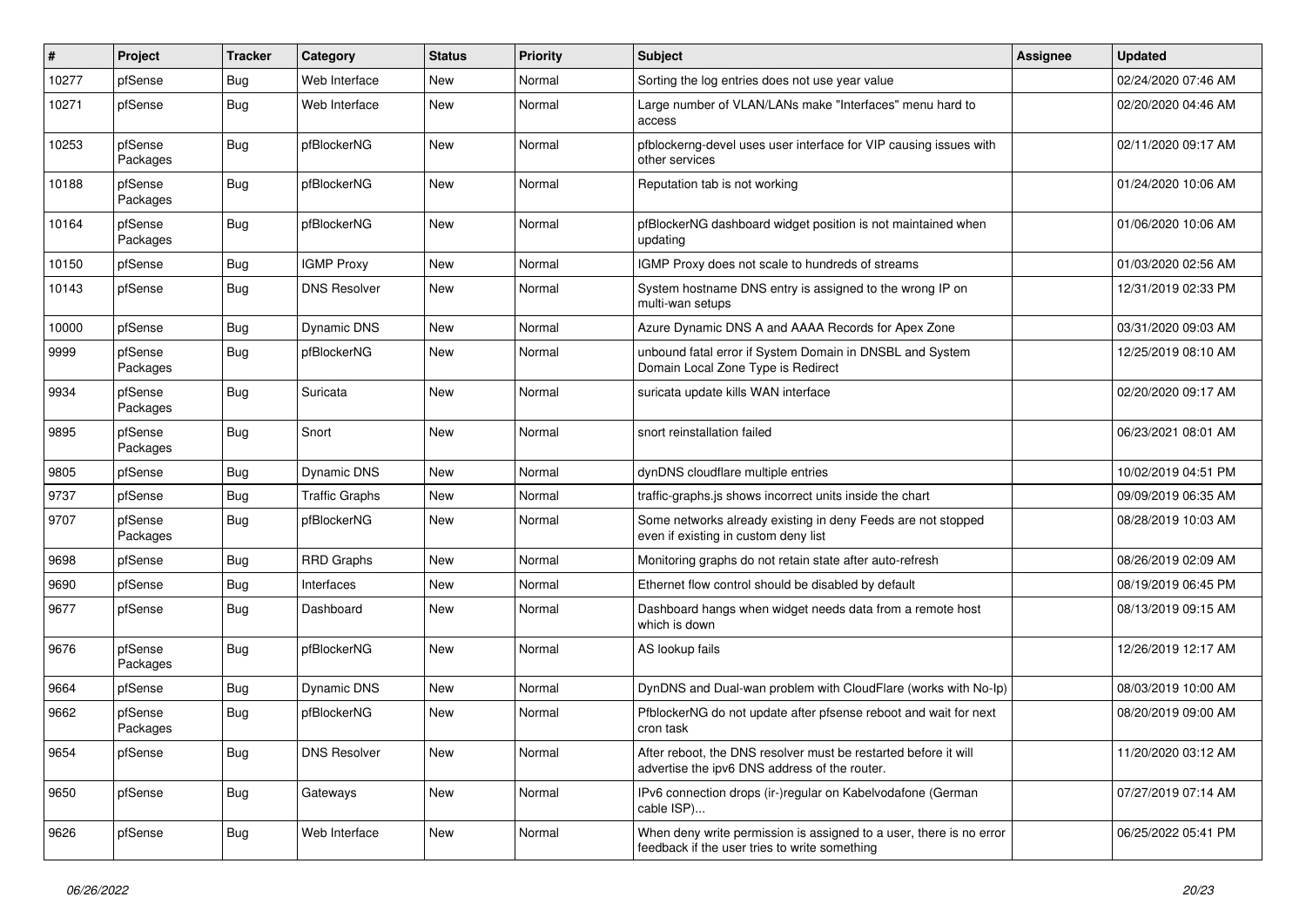| # | Project | Tracker | Category | Status | Priority | Subject | Assignee | Updated |
|---|---|---|---|---|---|---|---|---|
| 10277 | pfSense | Bug | Web Interface | New | Normal | Sorting the log entries does not use year value | | 02/24/2020 07:46 AM |
| 10271 | pfSense | Bug | Web Interface | New | Normal | Large number of VLAN/LANs make "Interfaces" menu hard to access | | 02/20/2020 04:46 AM |
| 10253 | pfSense Packages | Bug | pfBlockerNG | New | Normal | pfblockerng-devel uses user interface for VIP causing issues with other services | | 02/11/2020 09:17 AM |
| 10188 | pfSense Packages | Bug | pfBlockerNG | New | Normal | Reputation tab is not working | | 01/24/2020 10:06 AM |
| 10164 | pfSense Packages | Bug | pfBlockerNG | New | Normal | pfBlockerNG dashboard widget position is not maintained when updating | | 01/06/2020 10:06 AM |
| 10150 | pfSense | Bug | IGMP Proxy | New | Normal | IGMP Proxy does not scale to hundreds of streams | | 01/03/2020 02:56 AM |
| 10143 | pfSense | Bug | DNS Resolver | New | Normal | System hostname DNS entry is assigned to the wrong IP on multi-wan setups | | 12/31/2019 02:33 PM |
| 10000 | pfSense | Bug | Dynamic DNS | New | Normal | Azure Dynamic DNS A and AAAA Records for Apex Zone | | 03/31/2020 09:03 AM |
| 9999 | pfSense Packages | Bug | pfBlockerNG | New | Normal | unbound fatal error if System Domain in DNSBL and System Domain Local Zone Type is Redirect | | 12/25/2019 08:10 AM |
| 9934 | pfSense Packages | Bug | Suricata | New | Normal | suricata update kills WAN interface | | 02/20/2020 09:17 AM |
| 9895 | pfSense Packages | Bug | Snort | New | Normal | snort reinstallation failed | | 06/23/2021 08:01 AM |
| 9805 | pfSense | Bug | Dynamic DNS | New | Normal | dynDNS cloudflare multiple entries | | 10/02/2019 04:51 PM |
| 9737 | pfSense | Bug | Traffic Graphs | New | Normal | traffic-graphs.js shows incorrect units inside the chart | | 09/09/2019 06:35 AM |
| 9707 | pfSense Packages | Bug | pfBlockerNG | New | Normal | Some networks already existing in deny Feeds are not stopped even if existing in custom deny list | | 08/28/2019 10:03 AM |
| 9698 | pfSense | Bug | RRD Graphs | New | Normal | Monitoring graphs do not retain state after auto-refresh | | 08/26/2019 02:09 AM |
| 9690 | pfSense | Bug | Interfaces | New | Normal | Ethernet flow control should be disabled by default | | 08/19/2019 06:45 PM |
| 9677 | pfSense | Bug | Dashboard | New | Normal | Dashboard hangs when widget needs data from a remote host which is down | | 08/13/2019 09:15 AM |
| 9676 | pfSense Packages | Bug | pfBlockerNG | New | Normal | AS lookup fails | | 12/26/2019 12:17 AM |
| 9664 | pfSense | Bug | Dynamic DNS | New | Normal | DynDNS and Dual-wan problem with CloudFlare (works with No-Ip) | | 08/03/2019 10:00 AM |
| 9662 | pfSense Packages | Bug | pfBlockerNG | New | Normal | PfblockerNG do not update after pfsense reboot and wait for next cron task | | 08/20/2019 09:00 AM |
| 9654 | pfSense | Bug | DNS Resolver | New | Normal | After reboot, the DNS resolver must be restarted before it will advertise the ipv6 DNS address of the router. | | 11/20/2020 03:12 AM |
| 9650 | pfSense | Bug | Gateways | New | Normal | IPv6 connection drops (ir-)regular on Kabelvodafone (German cable ISP)... | | 07/27/2019 07:14 AM |
| 9626 | pfSense | Bug | Web Interface | New | Normal | When deny write permission is assigned to a user, there is no error feedback if the user tries to write something | | 06/25/2022 05:41 PM |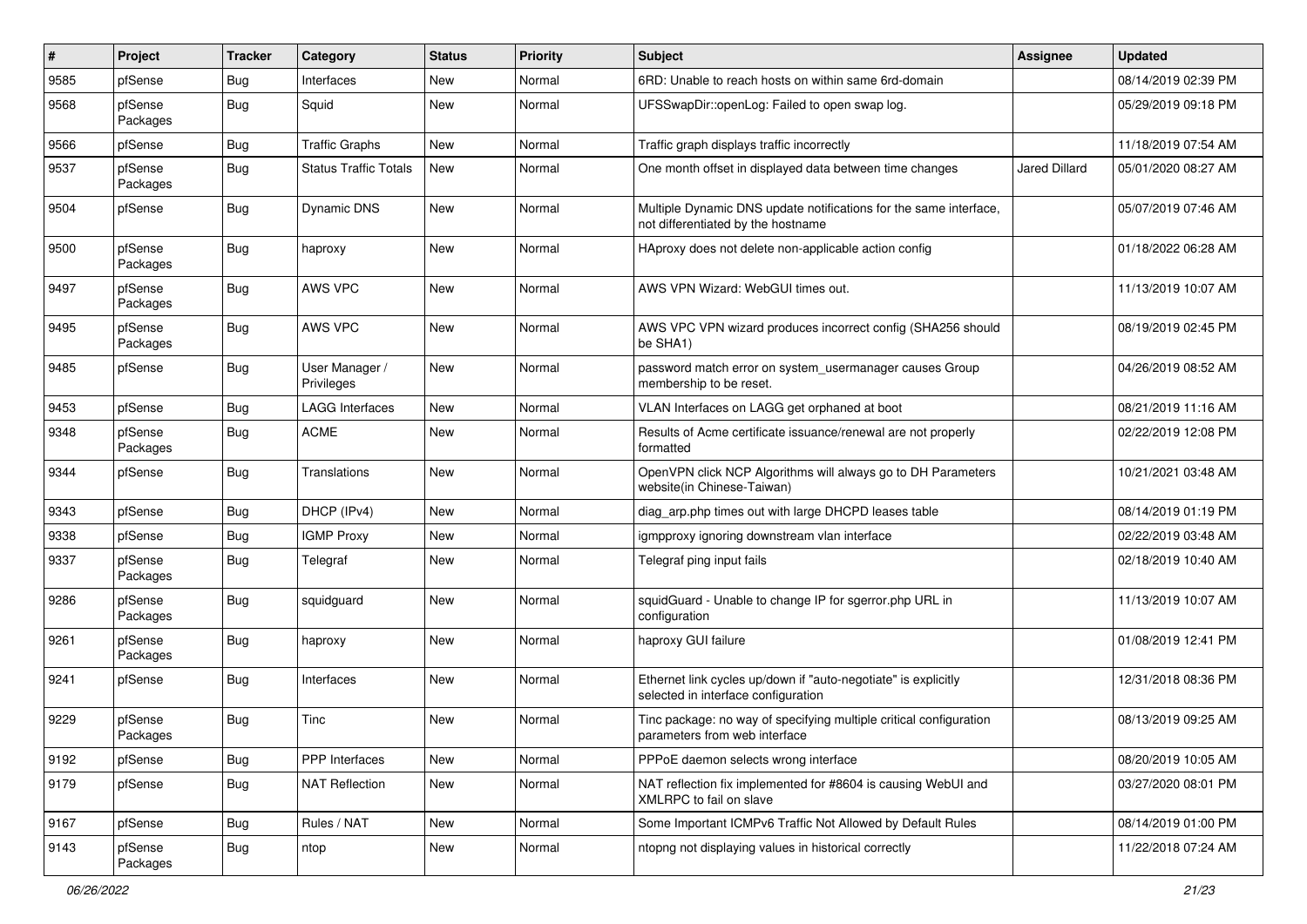| # | Project | Tracker | Category | Status | Priority | Subject | Assignee | Updated |
|---|---|---|---|---|---|---|---|---|
| 9585 | pfSense | Bug | Interfaces | New | Normal | 6RD: Unable to reach hosts on within same 6rd-domain | | 08/14/2019 02:39 PM |
| 9568 | pfSense Packages | Bug | Squid | New | Normal | UFSSwapDir::openLog: Failed to open swap log. | | 05/29/2019 09:18 PM |
| 9566 | pfSense | Bug | Traffic Graphs | New | Normal | Traffic graph displays traffic incorrectly | | 11/18/2019 07:54 AM |
| 9537 | pfSense Packages | Bug | Status Traffic Totals | New | Normal | One month offset in displayed data between time changes | Jared Dillard | 05/01/2020 08:27 AM |
| 9504 | pfSense | Bug | Dynamic DNS | New | Normal | Multiple Dynamic DNS update notifications for the same interface, not differentiated by the hostname | | 05/07/2019 07:46 AM |
| 9500 | pfSense Packages | Bug | haproxy | New | Normal | HAproxy does not delete non-applicable action config | | 01/18/2022 06:28 AM |
| 9497 | pfSense Packages | Bug | AWS VPC | New | Normal | AWS VPN Wizard: WebGUI times out. | | 11/13/2019 10:07 AM |
| 9495 | pfSense Packages | Bug | AWS VPC | New | Normal | AWS VPC VPN wizard produces incorrect config (SHA256 should be SHA1) | | 08/19/2019 02:45 PM |
| 9485 | pfSense | Bug | User Manager / Privileges | New | Normal | password match error on system_usermanager causes Group membership to be reset. | | 04/26/2019 08:52 AM |
| 9453 | pfSense | Bug | LAGG Interfaces | New | Normal | VLAN Interfaces on LAGG get orphaned at boot | | 08/21/2019 11:16 AM |
| 9348 | pfSense Packages | Bug | ACME | New | Normal | Results of Acme certificate issuance/renewal are not properly formatted | | 02/22/2019 12:08 PM |
| 9344 | pfSense | Bug | Translations | New | Normal | OpenVPN click NCP Algorithms will always go to DH Parameters website(in Chinese-Taiwan) | | 10/21/2021 03:48 AM |
| 9343 | pfSense | Bug | DHCP (IPv4) | New | Normal | diag_arp.php times out with large DHCPD leases table | | 08/14/2019 01:19 PM |
| 9338 | pfSense | Bug | IGMP Proxy | New | Normal | igmpproxy ignoring downstream vlan interface | | 02/22/2019 03:48 AM |
| 9337 | pfSense Packages | Bug | Telegraf | New | Normal | Telegraf ping input fails | | 02/18/2019 10:40 AM |
| 9286 | pfSense Packages | Bug | squidguard | New | Normal | squidGuard - Unable to change IP for sgerror.php URL in configuration | | 11/13/2019 10:07 AM |
| 9261 | pfSense Packages | Bug | haproxy | New | Normal | haproxy GUI failure | | 01/08/2019 12:41 PM |
| 9241 | pfSense | Bug | Interfaces | New | Normal | Ethernet link cycles up/down if "auto-negotiate" is explicitly selected in interface configuration | | 12/31/2018 08:36 PM |
| 9229 | pfSense Packages | Bug | Tinc | New | Normal | Tinc package: no way of specifying multiple critical configuration parameters from web interface | | 08/13/2019 09:25 AM |
| 9192 | pfSense | Bug | PPP Interfaces | New | Normal | PPPoE daemon selects wrong interface | | 08/20/2019 10:05 AM |
| 9179 | pfSense | Bug | NAT Reflection | New | Normal | NAT reflection fix implemented for #8604 is causing WebUI and XMLRPC to fail on slave | | 03/27/2020 08:01 PM |
| 9167 | pfSense | Bug | Rules / NAT | New | Normal | Some Important ICMPv6 Traffic Not Allowed by Default Rules | | 08/14/2019 01:00 PM |
| 9143 | pfSense Packages | Bug | ntop | New | Normal | ntopng not displaying values in historical correctly | | 11/22/2018 07:24 AM |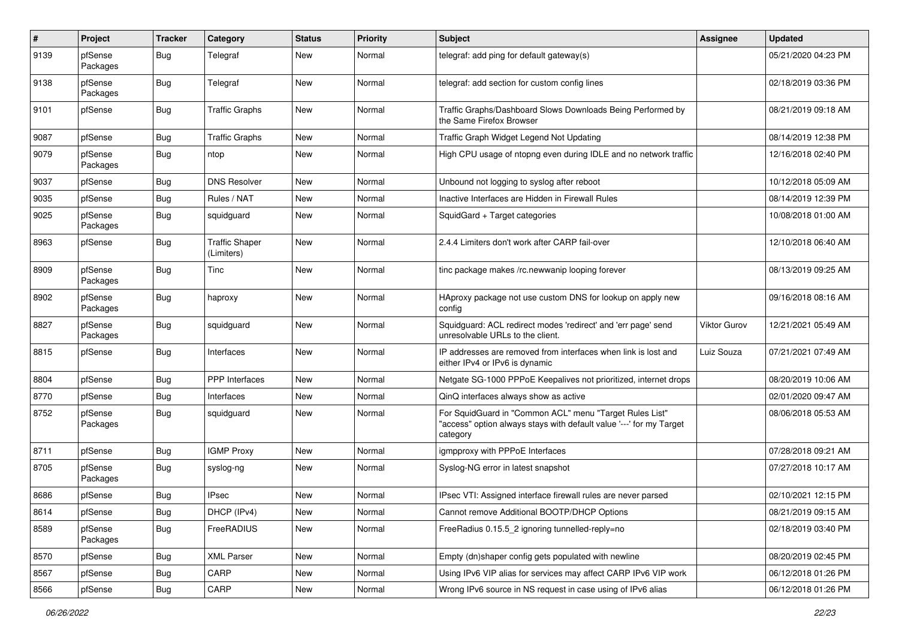| # | Project | Tracker | Category | Status | Priority | Subject | Assignee | Updated |
|---|---|---|---|---|---|---|---|---|
| 9139 | pfSense Packages | Bug | Telegraf | New | Normal | telegraf: add ping for default gateway(s) | | 05/21/2020 04:23 PM |
| 9138 | pfSense Packages | Bug | Telegraf | New | Normal | telegraf: add section for custom config lines | | 02/18/2019 03:36 PM |
| 9101 | pfSense | Bug | Traffic Graphs | New | Normal | Traffic Graphs/Dashboard Slows Downloads Being Performed by the Same Firefox Browser | | 08/21/2019 09:18 AM |
| 9087 | pfSense | Bug | Traffic Graphs | New | Normal | Traffic Graph Widget Legend Not Updating | | 08/14/2019 12:38 PM |
| 9079 | pfSense Packages | Bug | ntop | New | Normal | High CPU usage of ntopng even during IDLE and no network traffic | | 12/16/2018 02:40 PM |
| 9037 | pfSense | Bug | DNS Resolver | New | Normal | Unbound not logging to syslog after reboot | | 10/12/2018 05:09 AM |
| 9035 | pfSense | Bug | Rules / NAT | New | Normal | Inactive Interfaces are Hidden in Firewall Rules | | 08/14/2019 12:39 PM |
| 9025 | pfSense Packages | Bug | squidguard | New | Normal | SquidGard + Target categories | | 10/08/2018 01:00 AM |
| 8963 | pfSense | Bug | Traffic Shaper (Limiters) | New | Normal | 2.4.4 Limiters don't work after CARP fail-over | | 12/10/2018 06:40 AM |
| 8909 | pfSense Packages | Bug | Tinc | New | Normal | tinc package makes /rc.newwanip looping forever | | 08/13/2019 09:25 AM |
| 8902 | pfSense Packages | Bug | haproxy | New | Normal | HAproxy package not use custom DNS for lookup on apply new config | | 09/16/2018 08:16 AM |
| 8827 | pfSense Packages | Bug | squidguard | New | Normal | Squidguard: ACL redirect modes 'redirect' and 'err page' send unresolvable URLs to the client. | Viktor Gurov | 12/21/2021 05:49 AM |
| 8815 | pfSense | Bug | Interfaces | New | Normal | IP addresses are removed from interfaces when link is lost and either IPv4 or IPv6 is dynamic | Luiz Souza | 07/21/2021 07:49 AM |
| 8804 | pfSense | Bug | PPP Interfaces | New | Normal | Netgate SG-1000 PPPoE Keepalives not prioritized, internet drops | | 08/20/2019 10:06 AM |
| 8770 | pfSense | Bug | Interfaces | New | Normal | QinQ interfaces always show as active | | 02/01/2020 09:47 AM |
| 8752 | pfSense Packages | Bug | squidguard | New | Normal | For SquidGuard in "Common ACL" menu "Target Rules List" "access" option always stays with default value '---' for my Target category | | 08/06/2018 05:53 AM |
| 8711 | pfSense | Bug | IGMP Proxy | New | Normal | igmpproxy with PPPoE Interfaces | | 07/28/2018 09:21 AM |
| 8705 | pfSense Packages | Bug | syslog-ng | New | Normal | Syslog-NG error in latest snapshot | | 07/27/2018 10:17 AM |
| 8686 | pfSense | Bug | IPsec | New | Normal | IPsec VTI: Assigned interface firewall rules are never parsed | | 02/10/2021 12:15 PM |
| 8614 | pfSense | Bug | DHCP (IPv4) | New | Normal | Cannot remove Additional BOOTP/DHCP Options | | 08/21/2019 09:15 AM |
| 8589 | pfSense Packages | Bug | FreeRADIUS | New | Normal | FreeRadius 0.15.5_2 ignoring tunnelled-reply=no | | 02/18/2019 03:40 PM |
| 8570 | pfSense | Bug | XML Parser | New | Normal | Empty (dn)shaper config gets populated with newline | | 08/20/2019 02:45 PM |
| 8567 | pfSense | Bug | CARP | New | Normal | Using IPv6 VIP alias for services may affect CARP IPv6 VIP work | | 06/12/2018 01:26 PM |
| 8566 | pfSense | Bug | CARP | New | Normal | Wrong IPv6 source in NS request in case using of IPv6 alias | | 06/12/2018 01:26 PM |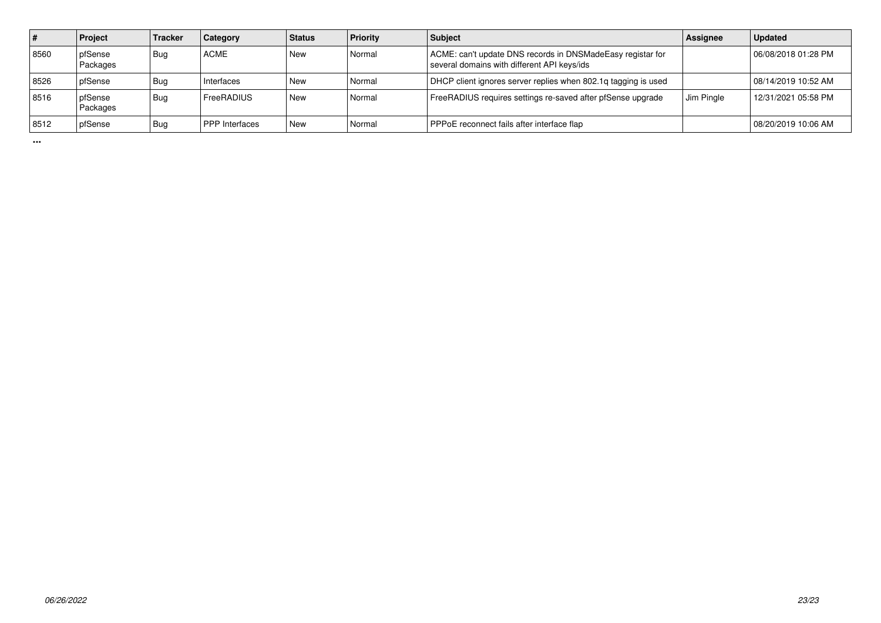| # | Project | Tracker | Category | Status | Priority | Subject | Assignee | Updated |
|---|---|---|---|---|---|---|---|---|
| 8560 | pfSense Packages | Bug | ACME | New | Normal | ACME: can't update DNS records in DNSMadeEasy registar for several domains with different API keys/ids | | 06/08/2018 01:28 PM |
| 8526 | pfSense | Bug | Interfaces | New | Normal | DHCP client ignores server replies when 802.1q tagging is used | | 08/14/2019 10:52 AM |
| 8516 | pfSense Packages | Bug | FreeRADIUS | New | Normal | FreeRADIUS requires settings re-saved after pfSense upgrade | Jim Pingle | 12/31/2021 05:58 PM |
| 8512 | pfSense | Bug | PPP Interfaces | New | Normal | PPPoE reconnect fails after interface flap | | 08/20/2019 10:06 AM |

...